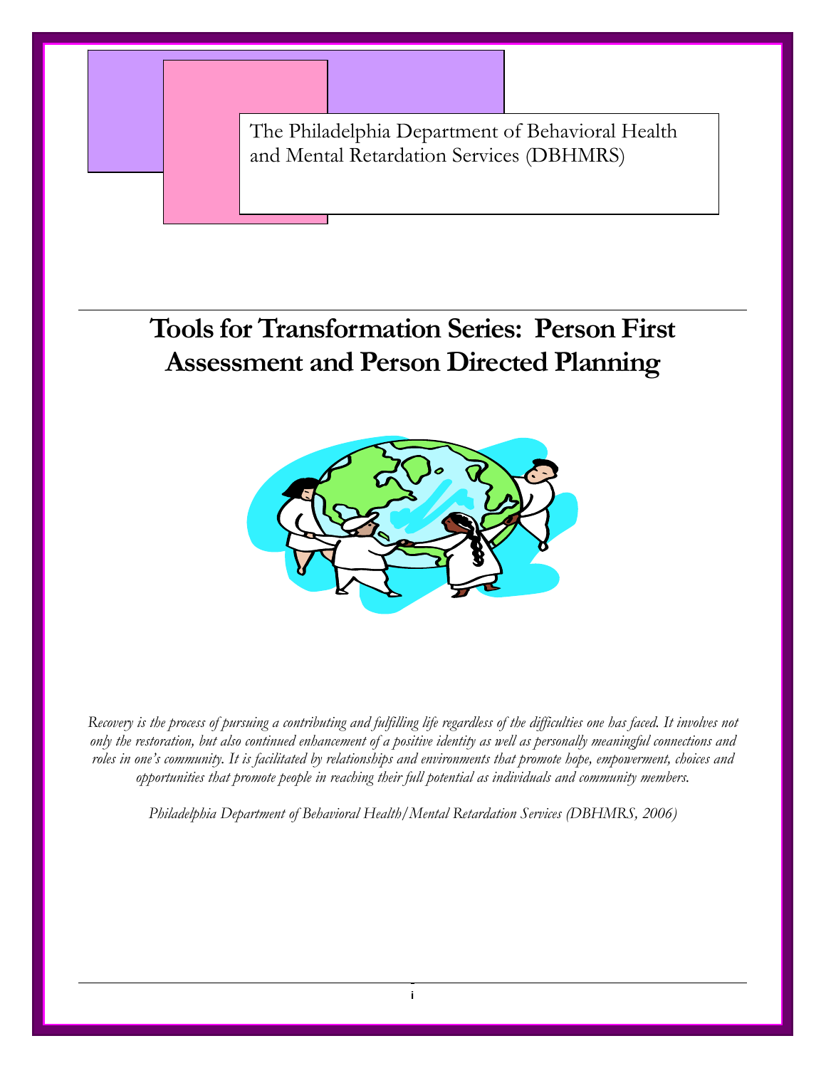The Philadelphia Department of Behavioral Health and Mental Retardation Services (DBHMRS)

# Tools for Transformation Series: Person First Assessment and Person Directed Planning

*Recovery is the process of pursuing a contributing and fulfilling life regardless of the difficulties one has faced. It involves not only the restoration, but also continued enhancement of a positive identity as well as personally meaningful connections and roles in one's community. It is facilitated by relationships and environments that promote hope, empowerment, choices and opportunities that promote people in reaching their full potential as individuals and community members.*

*Philadelphia Department of Behavioral Health/Mental Retardation Services (DBHMRS, 2006)*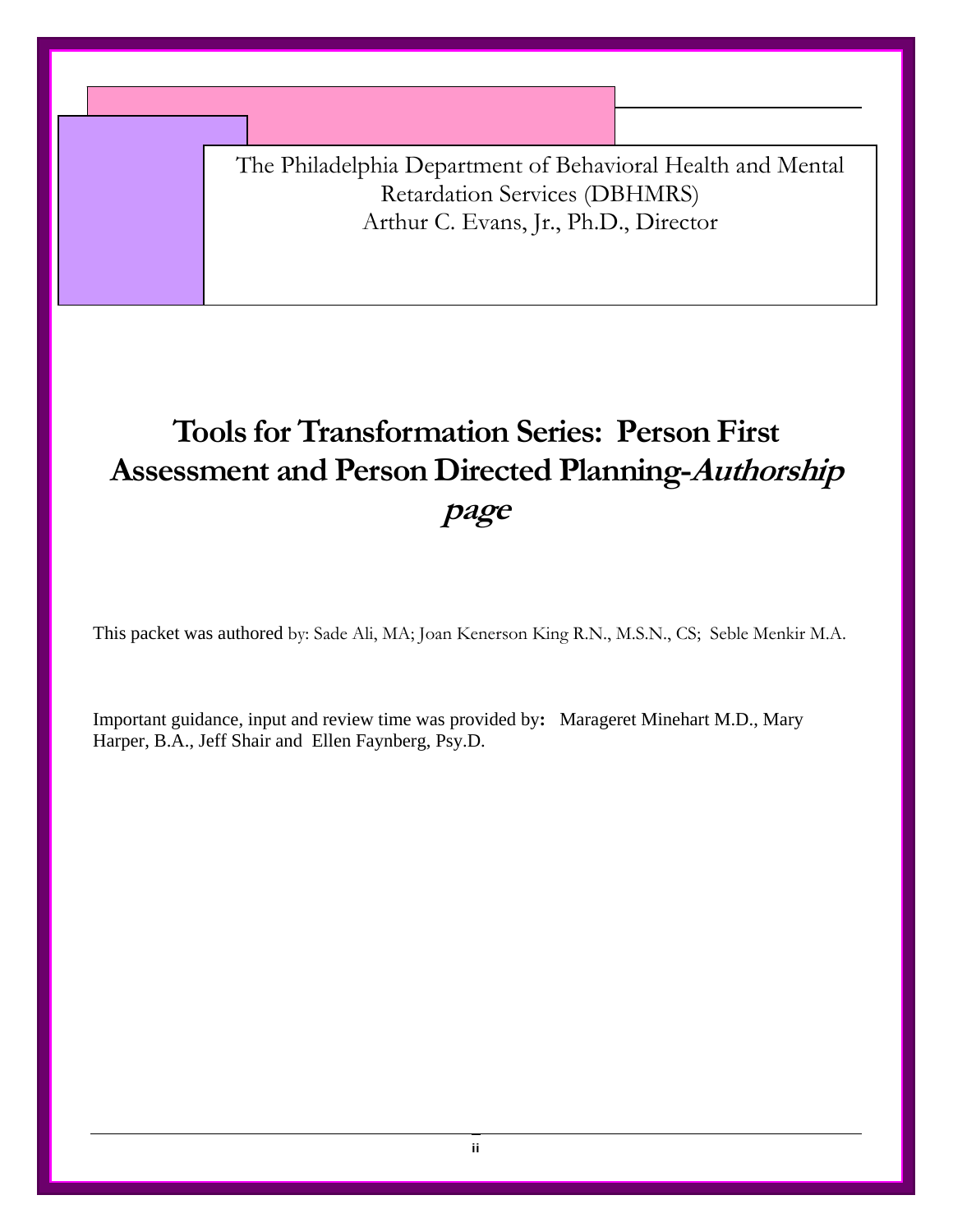The Philadelphia Department of Behavioral Health and Mental Retardation Services (DBHMRS)
Arthur C. Evans, Jr., Ph.D., Director

# Tools for Transformation Series: Person First Assessment and Person Directed Planning-*Authorship page*

This packet was authored by: Sade Ali, MA; Joan Kenerson King R.N., M.S.N., CS; Seble Menkir M.A.

Important guidance, input and review time was provided by**:** Marageret Minehart M.D., Mary Harper, B.A., Jeff Shair and Ellen Faynberg, Psy.D.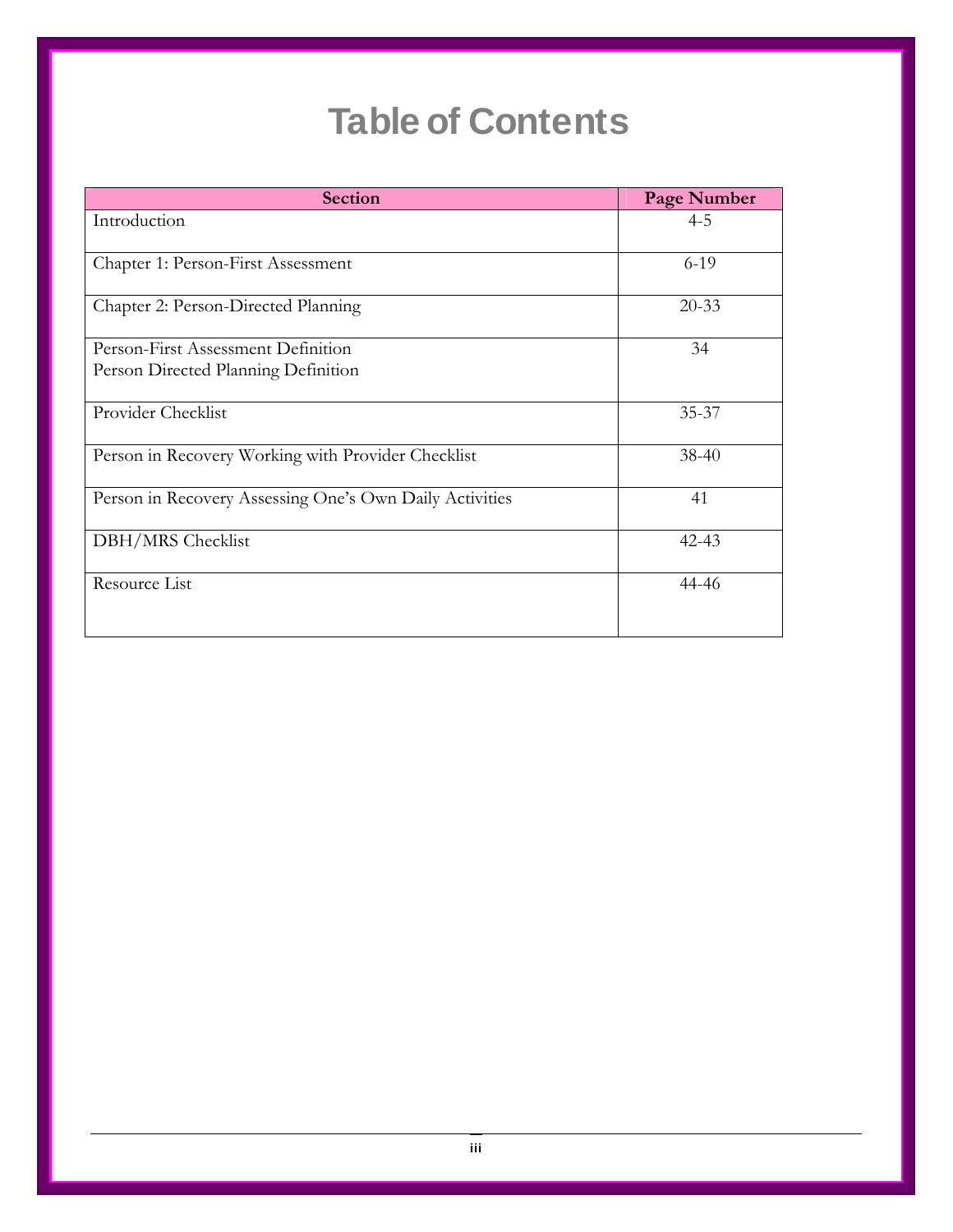# Table of Contents

| Section | Page Number |
|---|---|
| Introduction | 4-5 |
| Chapter 1: Person-First Assessment | 6-19 |
| Chapter 2: Person-Directed Planning | 20-33 |
| Person-First Assessment Definition<br>Person Directed Planning Definition | 34 |
| Provider Checklist | 35-37 |
| Person in Recovery Working with Provider Checklist | 38-40 |
| Person in Recovery Assessing One's Own Daily Activities | 41 |
| DBH/MRS Checklist | 42-43 |
| Resource List | 44-46 |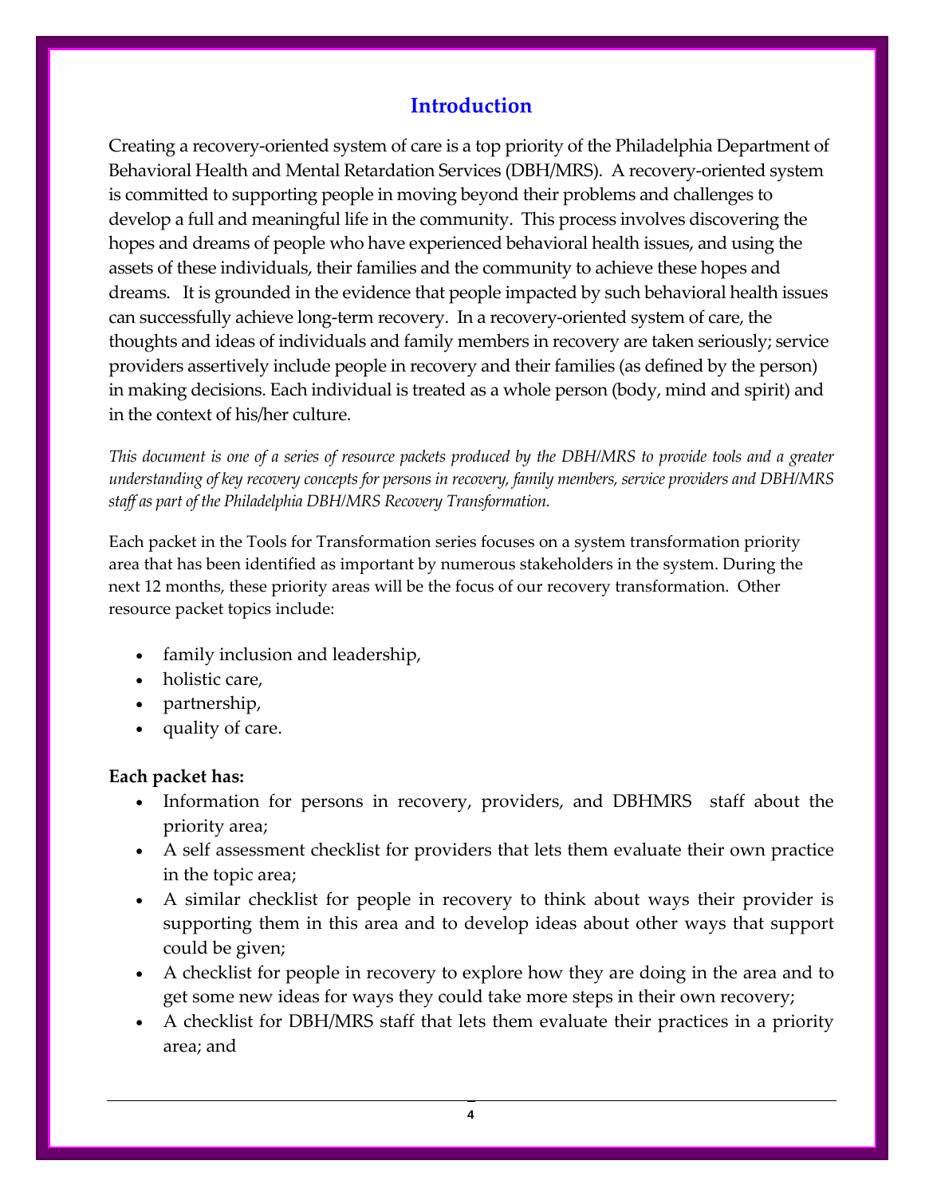## Introduction

Creating a recovery-oriented system of care is a top priority of the Philadelphia Department of Behavioral Health and Mental Retardation Services (DBH/MRS). A recovery-oriented system is committed to supporting people in moving beyond their problems and challenges to develop a full and meaningful life in the community. This process involves discovering the hopes and dreams of people who have experienced behavioral health issues, and using the assets of these individuals, their families and the community to achieve these hopes and dreams. It is grounded in the evidence that people impacted by such behavioral health issues can successfully achieve long-term recovery. In a recovery-oriented system of care, the thoughts and ideas of individuals and family members in recovery are taken seriously; service providers assertively include people in recovery and their families (as defined by the person) in making decisions. Each individual is treated as a whole person (body, mind and spirit) and in the context of his/her culture.

*This document is one of a series of resource packets produced by the DBH/MRS to provide tools and a greater understanding of key recovery concepts for persons in recovery, family members, service providers and DBH/MRS staff as part of the Philadelphia DBH/MRS Recovery Transformation.*

Each packet in the Tools for Transformation series focuses on a system transformation priority area that has been identified as important by numerous stakeholders in the system. During the next 12 months, these priority areas will be the focus of our recovery transformation. Other resource packet topics include:

- family inclusion and leadership,
- holistic care,
- partnership,
- quality of care.

**Each packet has:**

- Information for persons in recovery, providers, and DBHMRS staff about the priority area;
- A self assessment checklist for providers that lets them evaluate their own practice in the topic area;
- A similar checklist for people in recovery to think about ways their provider is supporting them in this area and to develop ideas about other ways that support could be given;
- A checklist for people in recovery to explore how they are doing in the area and to get some new ideas for ways they could take more steps in their own recovery;
- A checklist for DBH/MRS staff that lets them evaluate their practices in a priority area; and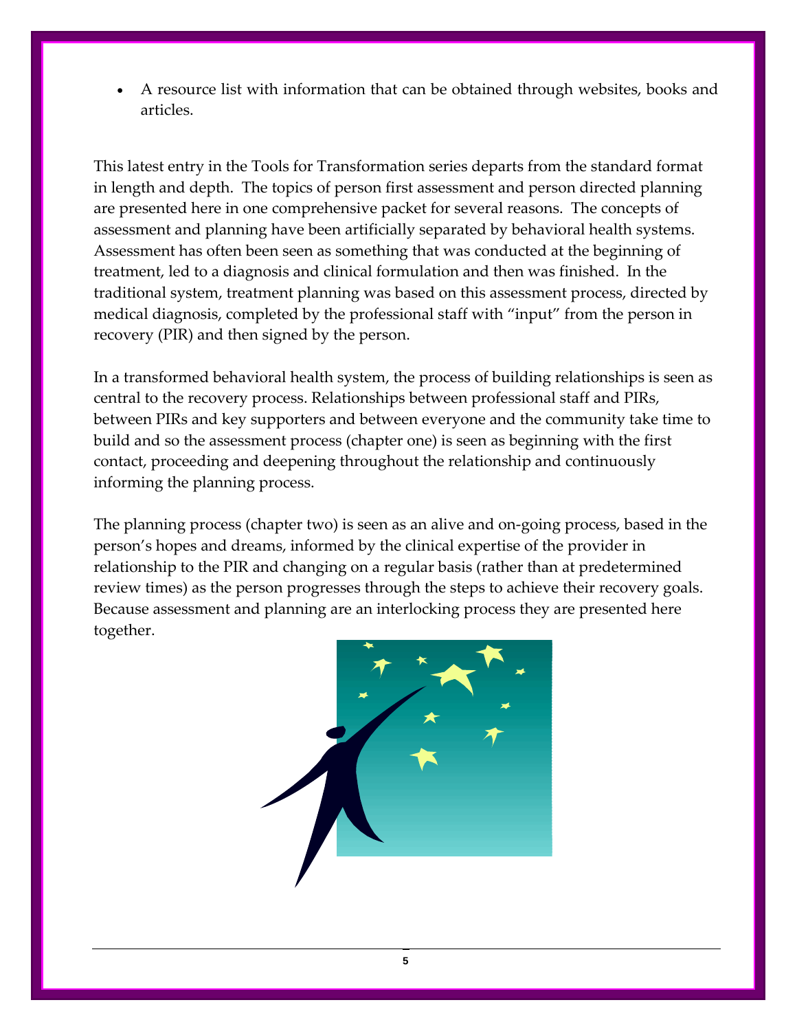- A resource list with information that can be obtained through websites, books and articles.

This latest entry in the Tools for Transformation series departs from the standard format in length and depth. The topics of person first assessment and person directed planning are presented here in one comprehensive packet for several reasons. The concepts of assessment and planning have been artificially separated by behavioral health systems. Assessment has often been seen as something that was conducted at the beginning of treatment, led to a diagnosis and clinical formulation and then was finished. In the traditional system, treatment planning was based on this assessment process, directed by medical diagnosis, completed by the professional staff with "input" from the person in recovery (PIR) and then signed by the person.

In a transformed behavioral health system, the process of building relationships is seen as central to the recovery process. Relationships between professional staff and PIRs, between PIRs and key supporters and between everyone and the community take time to build and so the assessment process (chapter one) is seen as beginning with the first contact, proceeding and deepening throughout the relationship and continuously informing the planning process.

The planning process (chapter two) is seen as an alive and on-going process, based in the person's hopes and dreams, informed by the clinical expertise of the provider in relationship to the PIR and changing on a regular basis (rather than at predetermined review times) as the person progresses through the steps to achieve their recovery goals. Because assessment and planning are an interlocking process they are presented here together.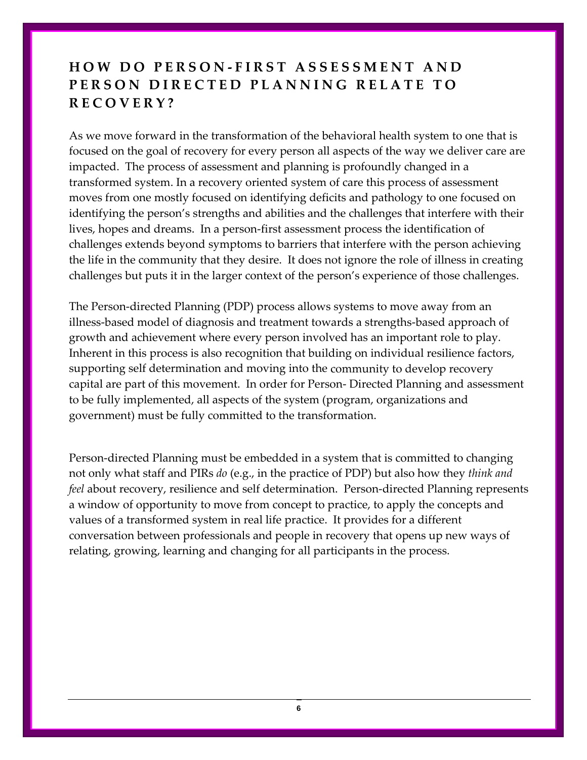## HOW DO PERSON-FIRST ASSESSMENT AND PERSON DIRECTED PLANNING RELATE TO RECOVERY?

As we move forward in the transformation of the behavioral health system to one that is focused on the goal of recovery for every person all aspects of the way we deliver care are impacted. The process of assessment and planning is profoundly changed in a transformed system. In a recovery oriented system of care this process of assessment moves from one mostly focused on identifying deficits and pathology to one focused on identifying the person's strengths and abilities and the challenges that interfere with their lives, hopes and dreams. In a person-first assessment process the identification of challenges extends beyond symptoms to barriers that interfere with the person achieving the life in the community that they desire. It does not ignore the role of illness in creating challenges but puts it in the larger context of the person's experience of those challenges.

The Person-directed Planning (PDP) process allows systems to move away from an illness-based model of diagnosis and treatment towards a strengths-based approach of growth and achievement where every person involved has an important role to play. Inherent in this process is also recognition that building on individual resilience factors, supporting self determination and moving into the community to develop recovery capital are part of this movement. In order for Person- Directed Planning and assessment to be fully implemented, all aspects of the system (program, organizations and government) must be fully committed to the transformation.

Person-directed Planning must be embedded in a system that is committed to changing not only what staff and PIRs *do* (e.g., in the practice of PDP) but also how they *think and feel* about recovery, resilience and self determination. Person-directed Planning represents a window of opportunity to move from concept to practice, to apply the concepts and values of a transformed system in real life practice. It provides for a different conversation between professionals and people in recovery that opens up new ways of relating, growing, learning and changing for all participants in the process.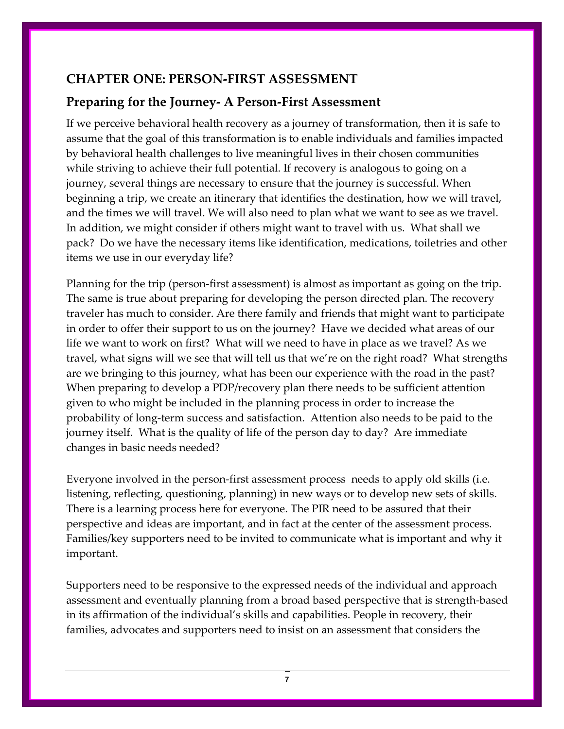## CHAPTER ONE: PERSON-FIRST ASSESSMENT

### Preparing for the Journey- A Person-First Assessment

If we perceive behavioral health recovery as a journey of transformation, then it is safe to assume that the goal of this transformation is to enable individuals and families impacted by behavioral health challenges to live meaningful lives in their chosen communities while striving to achieve their full potential. If recovery is analogous to going on a journey, several things are necessary to ensure that the journey is successful. When beginning a trip, we create an itinerary that identifies the destination, how we will travel, and the times we will travel. We will also need to plan what we want to see as we travel. In addition, we might consider if others might want to travel with us. What shall we pack? Do we have the necessary items like identification, medications, toiletries and other items we use in our everyday life?

Planning for the trip (person-first assessment) is almost as important as going on the trip. The same is true about preparing for developing the person directed plan. The recovery traveler has much to consider. Are there family and friends that might want to participate in order to offer their support to us on the journey? Have we decided what areas of our life we want to work on first? What will we need to have in place as we travel? As we travel, what signs will we see that will tell us that we're on the right road? What strengths are we bringing to this journey, what has been our experience with the road in the past? When preparing to develop a PDP/recovery plan there needs to be sufficient attention given to who might be included in the planning process in order to increase the probability of long-term success and satisfaction. Attention also needs to be paid to the journey itself. What is the quality of life of the person day to day? Are immediate changes in basic needs needed?

Everyone involved in the person-first assessment process needs to apply old skills (i.e. listening, reflecting, questioning, planning) in new ways or to develop new sets of skills. There is a learning process here for everyone. The PIR need to be assured that their perspective and ideas are important, and in fact at the center of the assessment process. Families/key supporters need to be invited to communicate what is important and why it important.

Supporters need to be responsive to the expressed needs of the individual and approach assessment and eventually planning from a broad based perspective that is strength-based in its affirmation of the individual's skills and capabilities. People in recovery, their families, advocates and supporters need to insist on an assessment that considers the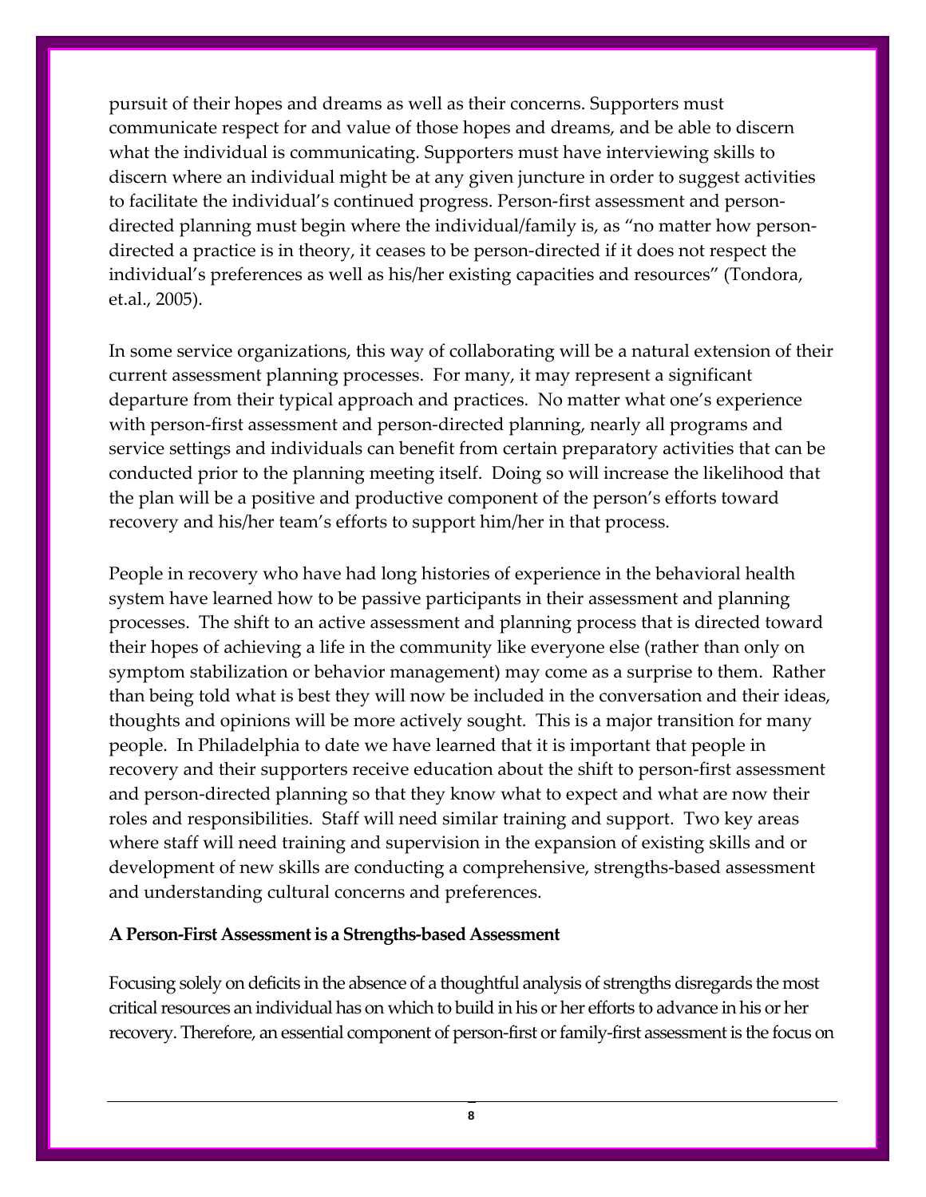pursuit of their hopes and dreams as well as their concerns. Supporters must communicate respect for and value of those hopes and dreams, and be able to discern what the individual is communicating. Supporters must have interviewing skills to discern where an individual might be at any given juncture in order to suggest activities to facilitate the individual's continued progress. Person-first assessment and person-directed planning must begin where the individual/family is, as "no matter how person-directed a practice is in theory, it ceases to be person-directed if it does not respect the individual's preferences as well as his/her existing capacities and resources" (Tondora, et.al., 2005).

In some service organizations, this way of collaborating will be a natural extension of their current assessment planning processes. For many, it may represent a significant departure from their typical approach and practices. No matter what one's experience with person-first assessment and person-directed planning, nearly all programs and service settings and individuals can benefit from certain preparatory activities that can be conducted prior to the planning meeting itself. Doing so will increase the likelihood that the plan will be a positive and productive component of the person's efforts toward recovery and his/her team's efforts to support him/her in that process.

People in recovery who have had long histories of experience in the behavioral health system have learned how to be passive participants in their assessment and planning processes. The shift to an active assessment and planning process that is directed toward their hopes of achieving a life in the community like everyone else (rather than only on symptom stabilization or behavior management) may come as a surprise to them. Rather than being told what is best they will now be included in the conversation and their ideas, thoughts and opinions will be more actively sought. This is a major transition for many people. In Philadelphia to date we have learned that it is important that people in recovery and their supporters receive education about the shift to person-first assessment and person-directed planning so that they know what to expect and what are now their roles and responsibilities. Staff will need similar training and support. Two key areas where staff will need training and supervision in the expansion of existing skills and or development of new skills are conducting a comprehensive, strengths-based assessment and understanding cultural concerns and preferences.

**A Person-First Assessment is a Strengths-based Assessment**

Focusing solely on deficits in the absence of a thoughtful analysis of strengths disregards the most critical resources an individual has on which to build in his or her efforts to advance in his or her recovery. Therefore, an essential component of person-first or family-first assessment is the focus on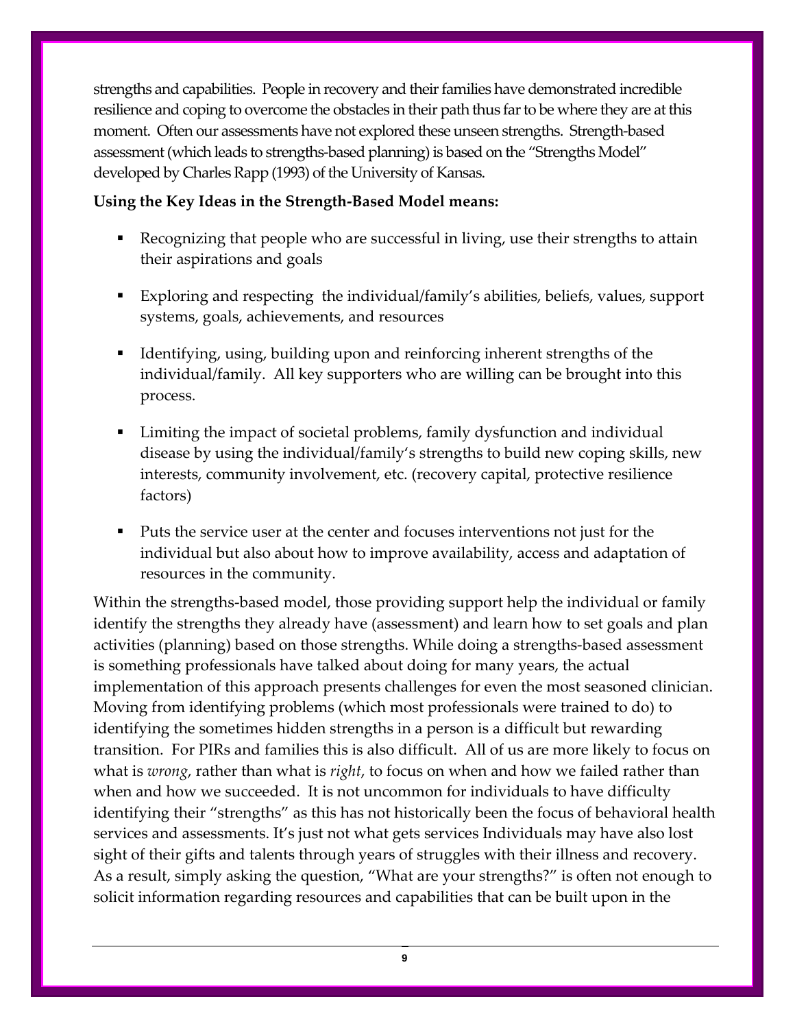strengths and capabilities. People in recovery and their families have demonstrated incredible resilience and coping to overcome the obstacles in their path thus far to be where they are at this moment. Often our assessments have not explored these unseen strengths. Strength-based assessment (which leads to strengths-based planning) is based on the "Strengths Model" developed by Charles Rapp (1993) of the University of Kansas.

**Using the Key Ideas in the Strength-Based Model means:**

- Recognizing that people who are successful in living, use their strengths to attain their aspirations and goals
- Exploring and respecting the individual/family's abilities, beliefs, values, support systems, goals, achievements, and resources
- Identifying, using, building upon and reinforcing inherent strengths of the individual/family. All key supporters who are willing can be brought into this process.
- Limiting the impact of societal problems, family dysfunction and individual disease by using the individual/family's strengths to build new coping skills, new interests, community involvement, etc. (recovery capital, protective resilience factors)
- Puts the service user at the center and focuses interventions not just for the individual but also about how to improve availability, access and adaptation of resources in the community.

Within the strengths-based model, those providing support help the individual or family identify the strengths they already have (assessment) and learn how to set goals and plan activities (planning) based on those strengths. While doing a strengths-based assessment is something professionals have talked about doing for many years, the actual implementation of this approach presents challenges for even the most seasoned clinician. Moving from identifying problems (which most professionals were trained to do) to identifying the sometimes hidden strengths in a person is a difficult but rewarding transition. For PIRs and families this is also difficult. All of us are more likely to focus on what is *wrong*, rather than what is *right*, to focus on when and how we failed rather than when and how we succeeded. It is not uncommon for individuals to have difficulty identifying their "strengths" as this has not historically been the focus of behavioral health services and assessments. It's just not what gets services Individuals may have also lost sight of their gifts and talents through years of struggles with their illness and recovery. As a result, simply asking the question, "What are your strengths?" is often not enough to solicit information regarding resources and capabilities that can be built upon in the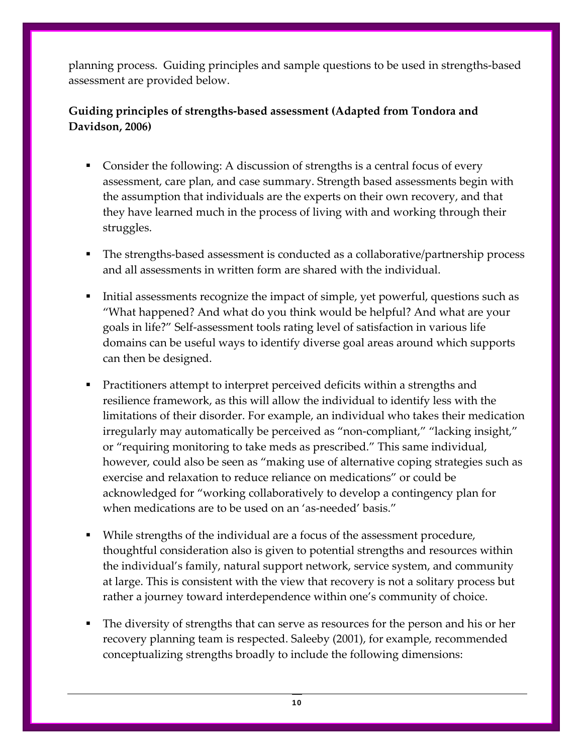planning process. Guiding principles and sample questions to be used in strengths-based assessment are provided below.

**Guiding principles of strengths-based assessment (Adapted from Tondora and Davidson, 2006)**

- Consider the following: A discussion of strengths is a central focus of every assessment, care plan, and case summary. Strength based assessments begin with the assumption that individuals are the experts on their own recovery, and that they have learned much in the process of living with and working through their struggles.
- The strengths-based assessment is conducted as a collaborative/partnership process and all assessments in written form are shared with the individual.
- Initial assessments recognize the impact of simple, yet powerful, questions such as "What happened? And what do you think would be helpful? And what are your goals in life?" Self-assessment tools rating level of satisfaction in various life domains can be useful ways to identify diverse goal areas around which supports can then be designed.
- Practitioners attempt to interpret perceived deficits within a strengths and resilience framework, as this will allow the individual to identify less with the limitations of their disorder. For example, an individual who takes their medication irregularly may automatically be perceived as "non-compliant," "lacking insight," or "requiring monitoring to take meds as prescribed." This same individual, however, could also be seen as "making use of alternative coping strategies such as exercise and relaxation to reduce reliance on medications" or could be acknowledged for "working collaboratively to develop a contingency plan for when medications are to be used on an 'as-needed' basis."
- While strengths of the individual are a focus of the assessment procedure, thoughtful consideration also is given to potential strengths and resources within the individual's family, natural support network, service system, and community at large. This is consistent with the view that recovery is not a solitary process but rather a journey toward interdependence within one's community of choice.
- The diversity of strengths that can serve as resources for the person and his or her recovery planning team is respected. Saleeby (2001), for example, recommended conceptualizing strengths broadly to include the following dimensions: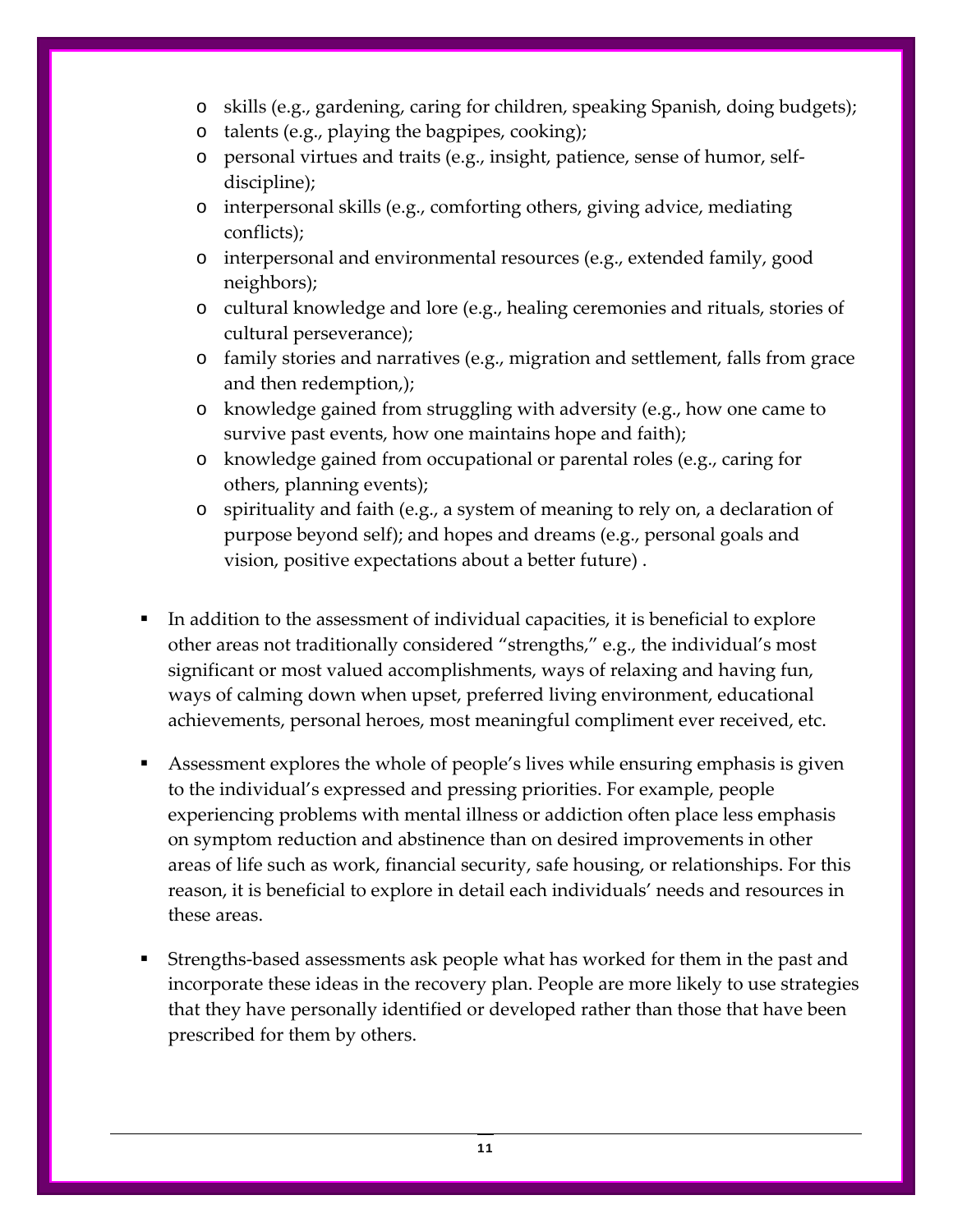- skills (e.g., gardening, caring for children, speaking Spanish, doing budgets);
  - talents (e.g., playing the bagpipes, cooking);
  - personal virtues and traits (e.g., insight, patience, sense of humor, self-discipline);
  - interpersonal skills (e.g., comforting others, giving advice, mediating conflicts);
  - interpersonal and environmental resources (e.g., extended family, good neighbors);
  - cultural knowledge and lore (e.g., healing ceremonies and rituals, stories of cultural perseverance);
  - family stories and narratives (e.g., migration and settlement, falls from grace and then redemption,);
  - knowledge gained from struggling with adversity (e.g., how one came to survive past events, how one maintains hope and faith);
  - knowledge gained from occupational or parental roles (e.g., caring for others, planning events);
  - spirituality and faith (e.g., a system of meaning to rely on, a declaration of purpose beyond self); and hopes and dreams (e.g., personal goals and vision, positive expectations about a better future) .

- In addition to the assessment of individual capacities, it is beneficial to explore other areas not traditionally considered "strengths," e.g., the individual's most significant or most valued accomplishments, ways of relaxing and having fun, ways of calming down when upset, preferred living environment, educational achievements, personal heroes, most meaningful compliment ever received, etc.

- Assessment explores the whole of people's lives while ensuring emphasis is given to the individual's expressed and pressing priorities. For example, people experiencing problems with mental illness or addiction often place less emphasis on symptom reduction and abstinence than on desired improvements in other areas of life such as work, financial security, safe housing, or relationships. For this reason, it is beneficial to explore in detail each individuals' needs and resources in these areas.

- Strengths-based assessments ask people what has worked for them in the past and incorporate these ideas in the recovery plan. People are more likely to use strategies that they have personally identified or developed rather than those that have been prescribed for them by others.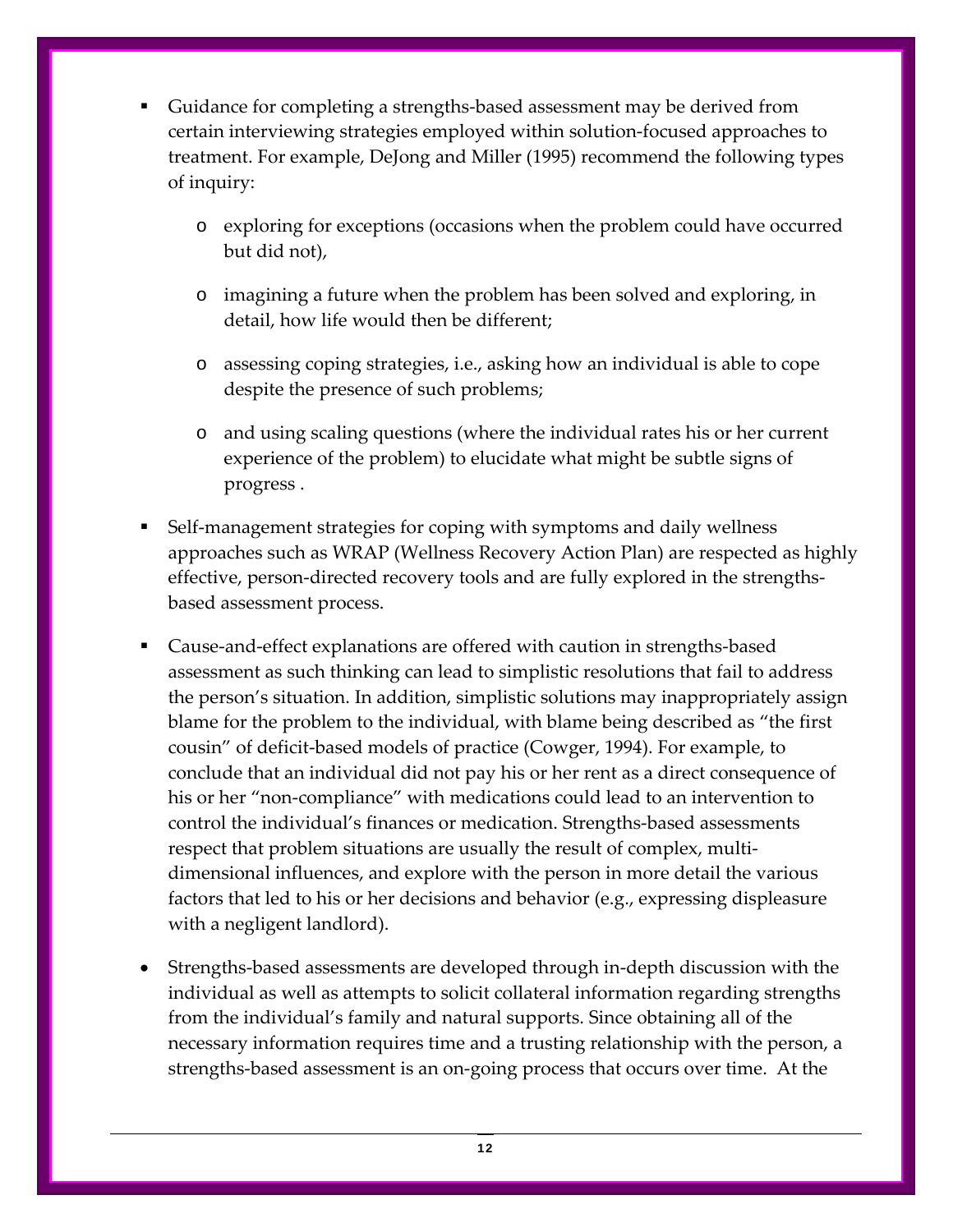- Guidance for completing a strengths-based assessment may be derived from certain interviewing strategies employed within solution-focused approaches to treatment. For example, DeJong and Miller (1995) recommend the following types of inquiry:
    - exploring for exceptions (occasions when the problem could have occurred but did not),
    - imagining a future when the problem has been solved and exploring, in detail, how life would then be different;
    - assessing coping strategies, i.e., asking how an individual is able to cope despite the presence of such problems;
    - and using scaling questions (where the individual rates his or her current experience of the problem) to elucidate what might be subtle signs of progress .
- Self-management strategies for coping with symptoms and daily wellness approaches such as WRAP (Wellness Recovery Action Plan) are respected as highly effective, person-directed recovery tools and are fully explored in the strengths-based assessment process.
- Cause-and-effect explanations are offered with caution in strengths-based assessment as such thinking can lead to simplistic resolutions that fail to address the person's situation. In addition, simplistic solutions may inappropriately assign blame for the problem to the individual, with blame being described as "the first cousin" of deficit-based models of practice (Cowger, 1994). For example, to conclude that an individual did not pay his or her rent as a direct consequence of his or her "non-compliance" with medications could lead to an intervention to control the individual's finances or medication. Strengths-based assessments respect that problem situations are usually the result of complex, multi-dimensional influences, and explore with the person in more detail the various factors that led to his or her decisions and behavior (e.g., expressing displeasure with a negligent landlord).
- Strengths-based assessments are developed through in-depth discussion with the individual as well as attempts to solicit collateral information regarding strengths from the individual's family and natural supports. Since obtaining all of the necessary information requires time and a trusting relationship with the person, a strengths-based assessment is an on-going process that occurs over time. At the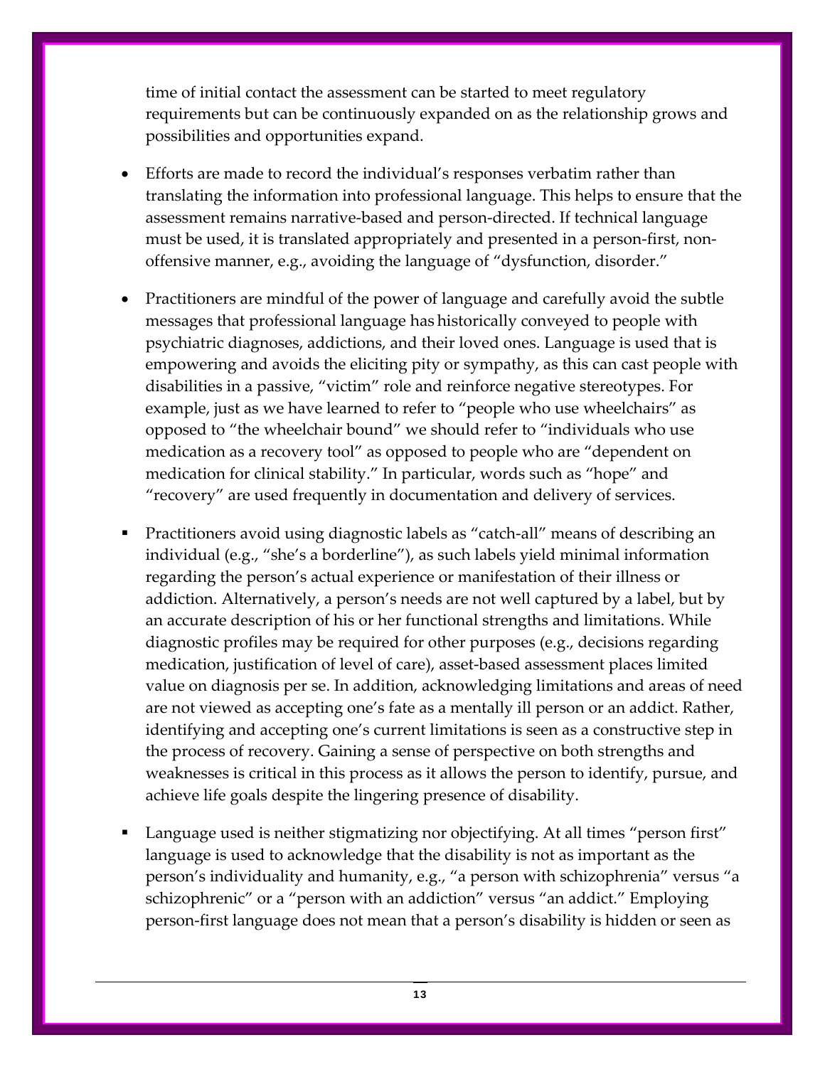time of initial contact the assessment can be started to meet regulatory requirements but can be continuously expanded on as the relationship grows and possibilities and opportunities expand.

- Efforts are made to record the individual's responses verbatim rather than translating the information into professional language. This helps to ensure that the assessment remains narrative-based and person-directed. If technical language must be used, it is translated appropriately and presented in a person-first, non-offensive manner, e.g., avoiding the language of "dysfunction, disorder."

- Practitioners are mindful of the power of language and carefully avoid the subtle messages that professional language has historically conveyed to people with psychiatric diagnoses, addictions, and their loved ones. Language is used that is empowering and avoids the eliciting pity or sympathy, as this can cast people with disabilities in a passive, "victim" role and reinforce negative stereotypes. For example, just as we have learned to refer to "people who use wheelchairs" as opposed to "the wheelchair bound" we should refer to "individuals who use medication as a recovery tool" as opposed to people who are "dependent on medication for clinical stability." In particular, words such as "hope" and "recovery" are used frequently in documentation and delivery of services.

- Practitioners avoid using diagnostic labels as "catch-all" means of describing an individual (e.g., "she's a borderline"), as such labels yield minimal information regarding the person's actual experience or manifestation of their illness or addiction. Alternatively, a person's needs are not well captured by a label, but by an accurate description of his or her functional strengths and limitations. While diagnostic profiles may be required for other purposes (e.g., decisions regarding medication, justification of level of care), asset-based assessment places limited value on diagnosis per se. In addition, acknowledging limitations and areas of need are not viewed as accepting one's fate as a mentally ill person or an addict. Rather, identifying and accepting one's current limitations is seen as a constructive step in the process of recovery. Gaining a sense of perspective on both strengths and weaknesses is critical in this process as it allows the person to identify, pursue, and achieve life goals despite the lingering presence of disability.

- Language used is neither stigmatizing nor objectifying. At all times "person first" language is used to acknowledge that the disability is not as important as the person's individuality and humanity, e.g., "a person with schizophrenia" versus "a schizophrenic" or a "person with an addiction" versus "an addict." Employing person-first language does not mean that a person's disability is hidden or seen as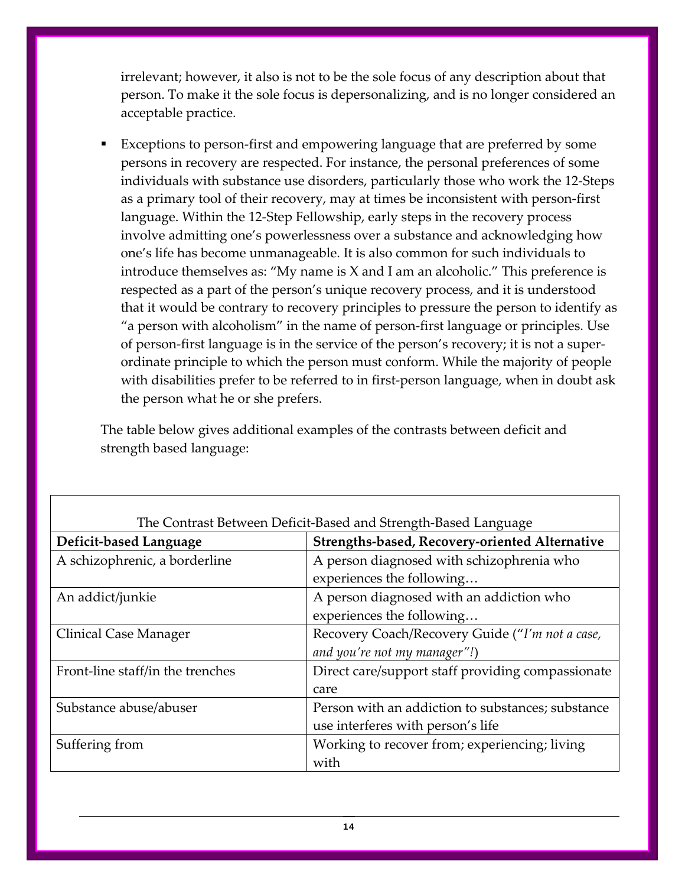irrelevant; however, it also is not to be the sole focus of any description about that person. To make it the sole focus is depersonalizing, and is no longer considered an acceptable practice.

- Exceptions to person-first and empowering language that are preferred by some persons in recovery are respected. For instance, the personal preferences of some individuals with substance use disorders, particularly those who work the 12-Steps as a primary tool of their recovery, may at times be inconsistent with person-first language. Within the 12-Step Fellowship, early steps in the recovery process involve admitting one's powerlessness over a substance and acknowledging how one's life has become unmanageable. It is also common for such individuals to introduce themselves as: "My name is X and I am an alcoholic." This preference is respected as a part of the person's unique recovery process, and it is understood that it would be contrary to recovery principles to pressure the person to identify as "a person with alcoholism" in the name of person-first language or principles. Use of person-first language is in the service of the person's recovery; it is not a super-ordinate principle to which the person must conform. While the majority of people with disabilities prefer to be referred to in first-person language, when in doubt ask the person what he or she prefers.

The table below gives additional examples of the contrasts between deficit and strength based language:

The Contrast Between Deficit-Based and Strength-Based Language

| **Deficit-based Language** | **Strengths-based, Recovery-oriented Alternative** |
|---|---|
| A schizophrenic, a borderline | A person diagnosed with schizophrenia who experiences the following… |
| An addict/junkie | A person diagnosed with an addiction who experiences the following… |
| Clinical Case Manager | Recovery Coach/Recovery Guide ("*I'm not a case, and you're not my manager"!*) |
| Front-line staff/in the trenches | Direct care/support staff providing compassionate care |
| Substance abuse/abuser | Person with an addiction to substances; substance use interferes with person's life |
| Suffering from | Working to recover from; experiencing; living with |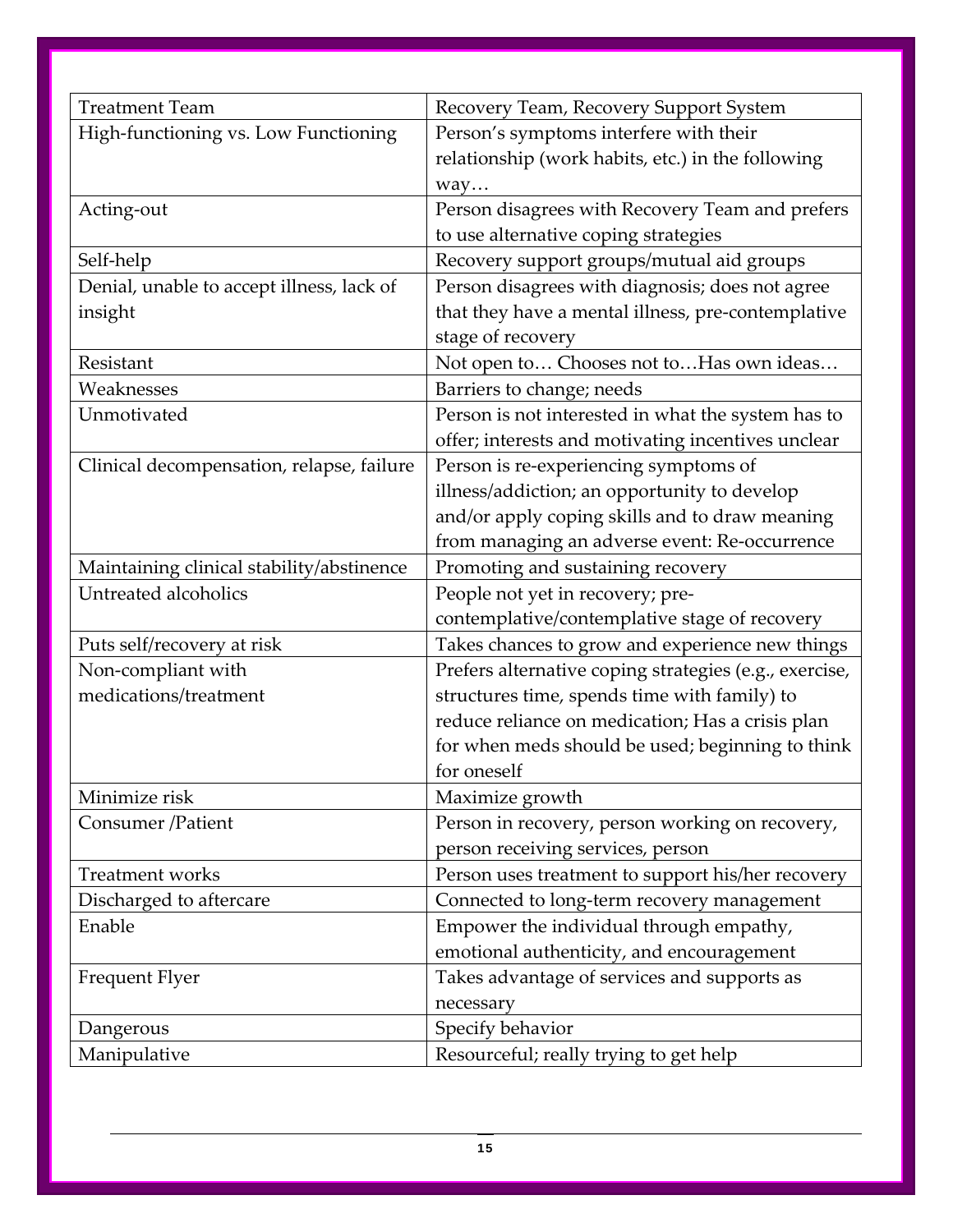| Treatment Team | Recovery Team, Recovery Support System |
|---|---|
| High-functioning vs. Low Functioning | Person's symptoms interfere with their relationship (work habits, etc.) in the following way… |
| Acting-out | Person disagrees with Recovery Team and prefers to use alternative coping strategies |
| Self-help | Recovery support groups/mutual aid groups |
| Denial, unable to accept illness, lack of insight | Person disagrees with diagnosis; does not agree that they have a mental illness, pre-contemplative stage of recovery |
| Resistant | Not open to… Chooses not to…Has own ideas… |
| Weaknesses | Barriers to change; needs |
| Unmotivated | Person is not interested in what the system has to offer; interests and motivating incentives unclear |
| Clinical decompensation, relapse, failure | Person is re-experiencing symptoms of illness/addiction; an opportunity to develop and/or apply coping skills and to draw meaning from managing an adverse event: Re-occurrence |
| Maintaining clinical stability/abstinence | Promoting and sustaining recovery |
| Untreated alcoholics | People not yet in recovery; pre-contemplative/contemplative stage of recovery |
| Puts self/recovery at risk | Takes chances to grow and experience new things |
| Non-compliant with medications/treatment | Prefers alternative coping strategies (e.g., exercise, structures time, spends time with family) to reduce reliance on medication; Has a crisis plan for when meds should be used; beginning to think for oneself |
| Minimize risk | Maximize growth |
| Consumer /Patient | Person in recovery, person working on recovery, person receiving services, person |
| Treatment works | Person uses treatment to support his/her recovery |
| Discharged to aftercare | Connected to long-term recovery management |
| Enable | Empower the individual through empathy, emotional authenticity, and encouragement |
| Frequent Flyer | Takes advantage of services and supports as necessary |
| Dangerous | Specify behavior |
| Manipulative | Resourceful; really trying to get help |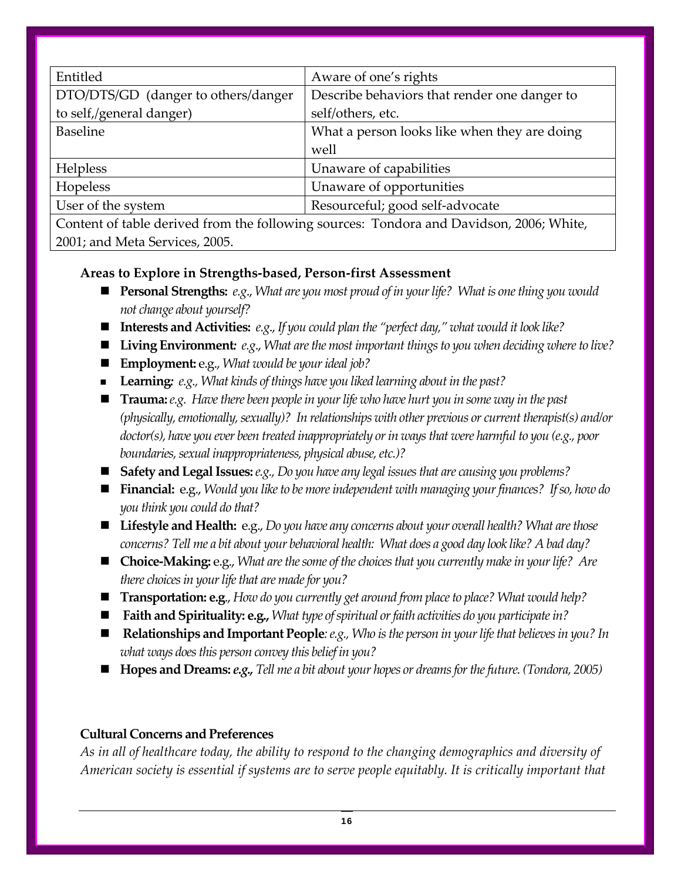| Entitled | Aware of one's rights |
| --- | --- |
| DTO/DTS/GD (danger to others/danger to self,/general danger) | Describe behaviors that render one danger to self/others, etc. |
| Baseline | What a person looks like when they are doing well |
| Helpless | Unaware of capabilities |
| Hopeless | Unaware of opportunities |
| User of the system | Resourceful; good self-advocate |
| Content of table derived from the following sources: Tondora and Davidson, 2006; White, 2001; and Meta Services, 2005. | |

**Areas to Explore in Strengths-based, Person-first Assessment**

- **Personal Strengths:** *e.g., What are you most proud of in your life? What is one thing you would not change about yourself?*
- **Interests and Activities:** *e.g., If you could plan the "perfect day," what would it look like?*
- **Living Environment:** *e.g., What are the most important things to you when deciding where to live?*
- **Employment:** e.g., *What would be your ideal job?*
- **Learning:** *e.g., What kinds of things have you liked learning about in the past?*
- **Trauma:** *e.g. Have there been people in your life who have hurt you in some way in the past (physically, emotionally, sexually)? In relationships with other previous or current therapist(s) and/or doctor(s), have you ever been treated inappropriately or in ways that were harmful to you (e.g., poor boundaries, sexual inappropriateness, physical abuse, etc.)?*
- **Safety and Legal Issues:** *e.g., Do you have any legal issues that are causing you problems?*
- **Financial:** e.g., *Would you like to be more independent with managing your finances? If so, how do you think you could do that?*
- **Lifestyle and Health:** e.g., *Do you have any concerns about your overall health? What are those concerns? Tell me a bit about your behavioral health: What does a good day look like? A bad day?*
- **Choice-Making:** e.g., *What are the some of the choices that you currently make in your life? Are there choices in your life that are made for you?*
- **Transportation: e.g**., *How do you currently get around from place to place? What would help?*
- **Faith and Spirituality: e.g.,** *What type of spiritual or faith activities do you participate in?*
- **Relationships and Important People***: e.g., Who is the person in your life that believes in you? In what ways does this person convey this belief in you?*
- **Hopes and Dreams:** ***e.g.,*** *Tell me a bit about your hopes or dreams for the future. (Tondora, 2005)*

**Cultural Concerns and Preferences**

*As in all of healthcare today, the ability to respond to the changing demographics and diversity of American society is essential if systems are to serve people equitably. It is critically important that*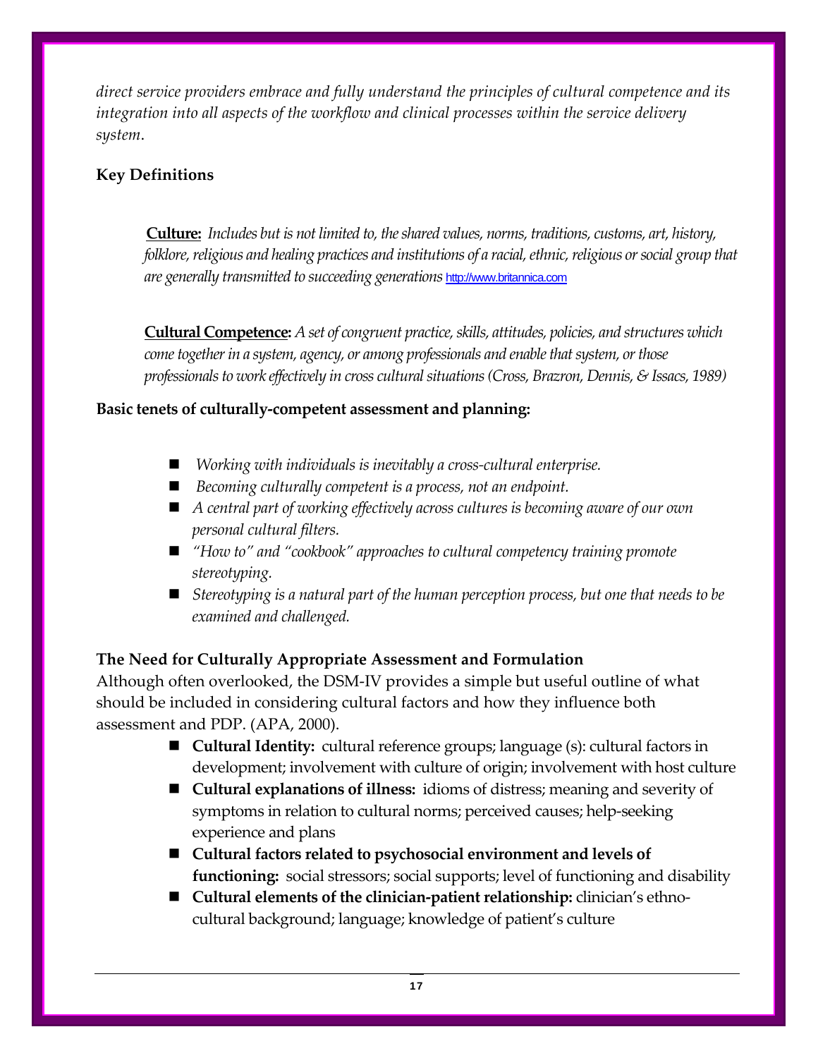*direct service providers embrace and fully understand the principles of cultural competence and its integration into all aspects of the workflow and clinical processes within the service delivery system.*

### Key Definitions

**Culture:** *Includes but is not limited to, the shared values, norms, traditions, customs, art, history, folklore, religious and healing practices and institutions of a racial, ethnic, religious or social group that are generally transmitted to succeeding generations* http://www.britannica.com

**Cultural Competence:** *A set of congruent practice, skills, attitudes, policies, and structures which come together in a system, agency, or among professionals and enable that system, or those professionals to work effectively in cross cultural situations (Cross, Brazron, Dennis, & Issacs, 1989)*

### Basic tenets of culturally-competent assessment and planning:

- *Working with individuals is inevitably a cross-cultural enterprise.*
- *Becoming culturally competent is a process, not an endpoint.*
- *A central part of working effectively across cultures is becoming aware of our own personal cultural filters.*
- *"How to" and "cookbook" approaches to cultural competency training promote stereotyping.*
- *Stereotyping is a natural part of the human perception process, but one that needs to be examined and challenged.*

### The Need for Culturally Appropriate Assessment and Formulation

Although often overlooked, the DSM-IV provides a simple but useful outline of what should be included in considering cultural factors and how they influence both assessment and PDP. (APA, 2000).

- **Cultural Identity:** cultural reference groups; language (s): cultural factors in development; involvement with culture of origin; involvement with host culture
- **Cultural explanations of illness:** idioms of distress; meaning and severity of symptoms in relation to cultural norms; perceived causes; help-seeking experience and plans
- **Cultural factors related to psychosocial environment and levels of functioning:** social stressors; social supports; level of functioning and disability
- **Cultural elements of the clinician-patient relationship:** clinician's ethno-cultural background; language; knowledge of patient's culture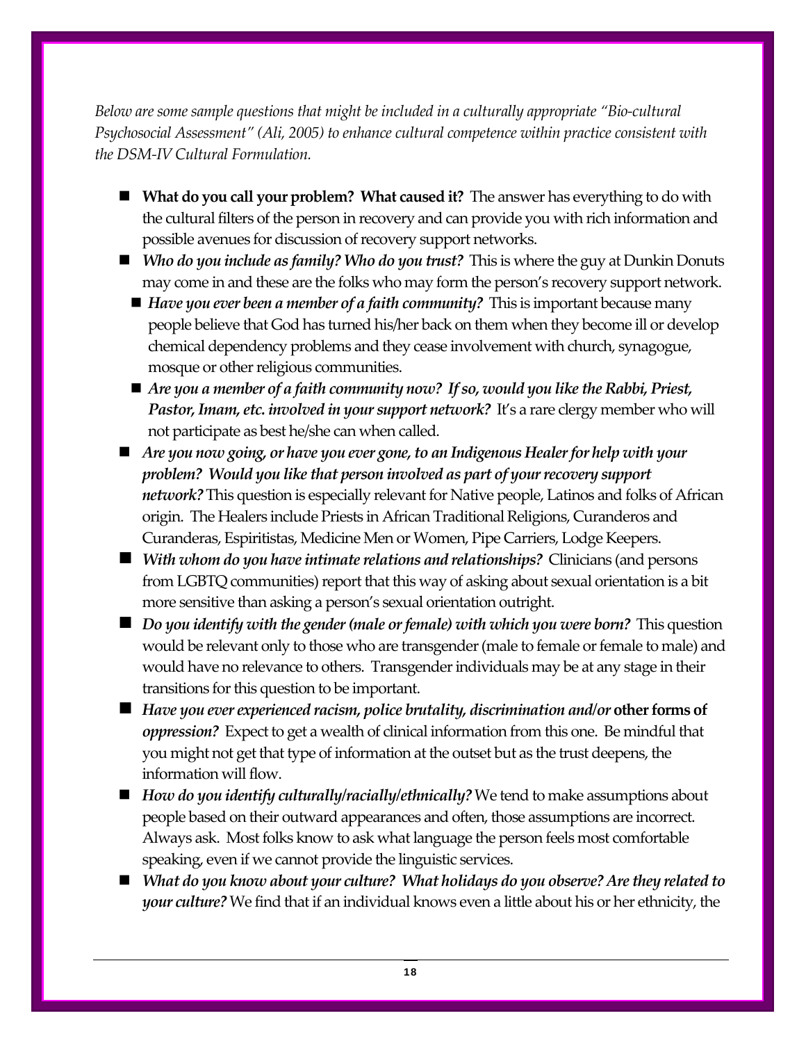*Below are some sample questions that might be included in a culturally appropriate "Bio-cultural Psychosocial Assessment" (Ali, 2005) to enhance cultural competence within practice consistent with the DSM-IV Cultural Formulation.*

- **What do you call your problem? What caused it?** The answer has everything to do with the cultural filters of the person in recovery and can provide you with rich information and possible avenues for discussion of recovery support networks.
- ***Who do you include as family? Who do you trust?*** This is where the guy at Dunkin Donuts may come in and these are the folks who may form the person's recovery support network.
  - ***Have you ever been a member of a faith community?*** This is important because many people believe that God has turned his/her back on them when they become ill or develop chemical dependency problems and they cease involvement with church, synagogue, mosque or other religious communities.
  - ***Are you a member of a faith community now? If so, would you like the Rabbi, Priest, Pastor, Imam, etc. involved in your support network?*** It's a rare clergy member who will not participate as best he/she can when called.
- ***Are you now going, or have you ever gone, to an Indigenous Healer for help with your problem? Would you like that person involved as part of your recovery support network?*** This question is especially relevant for Native people, Latinos and folks of African origin. The Healers include Priests in African Traditional Religions, Curanderos and Curanderas, Espiritistas, Medicine Men or Women, Pipe Carriers, Lodge Keepers.
- ***With whom do you have intimate relations and relationships?*** Clinicians (and persons from LGBTQ communities) report that this way of asking about sexual orientation is a bit more sensitive than asking a person's sexual orientation outright.
- ***Do you identify with the gender (male or female) with which you were born?*** This question would be relevant only to those who are transgender (male to female or female to male) and would have no relevance to others. Transgender individuals may be at any stage in their transitions for this question to be important.
- ***Have you ever experienced racism, police brutality, discrimination and/or* other forms of *oppression?*** Expect to get a wealth of clinical information from this one. Be mindful that you might not get that type of information at the outset but as the trust deepens, the information will flow.
- ***How do you identify culturally/racially/ethnically?*** We tend to make assumptions about people based on their outward appearances and often, those assumptions are incorrect. Always ask. Most folks know to ask what language the person feels most comfortable speaking, even if we cannot provide the linguistic services.
- ***What do you know about your culture? What holidays do you observe? Are they related to your culture?*** We find that if an individual knows even a little about his or her ethnicity, the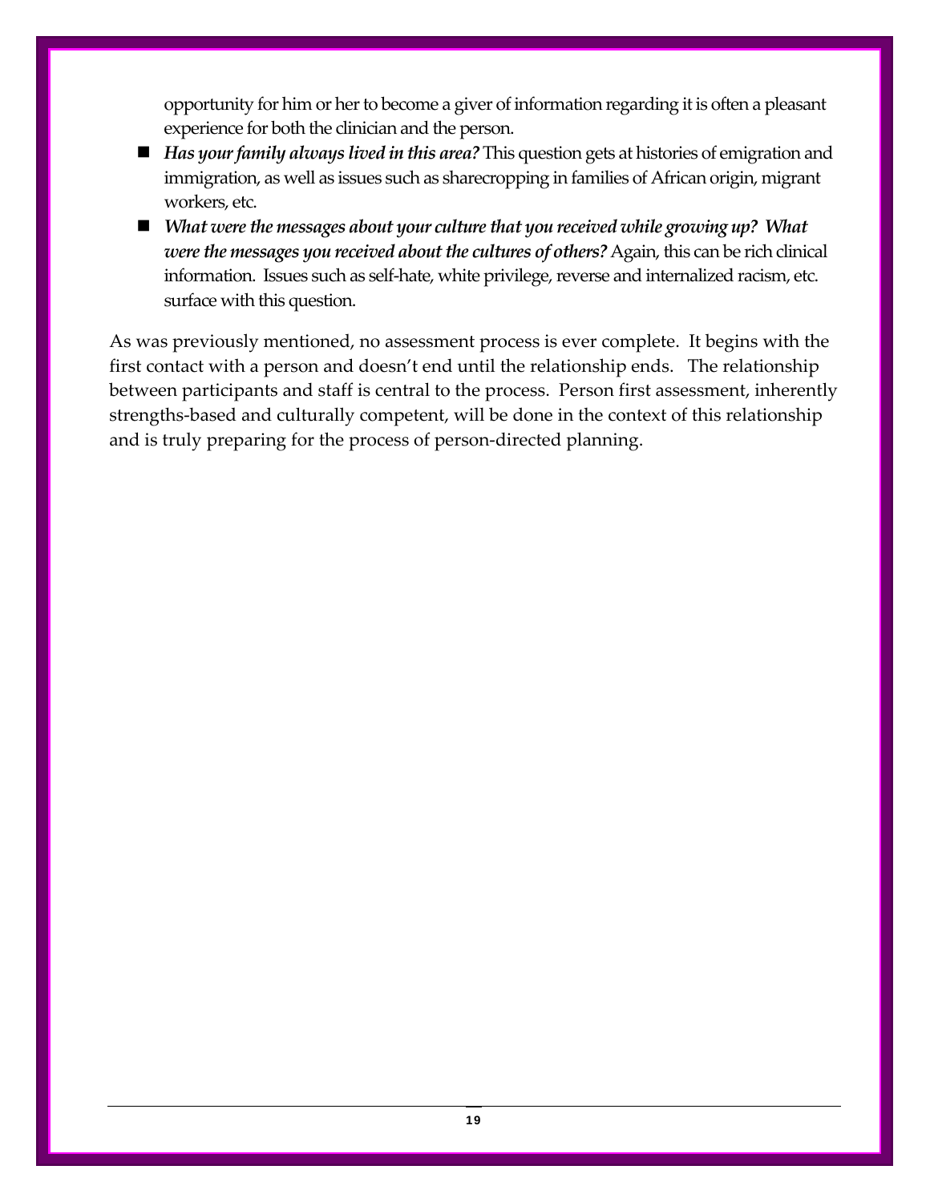opportunity for him or her to become a giver of information regarding it is often a pleasant experience for both the clinician and the person.

- ***Has your family always lived in this area?*** This question gets at histories of emigration and immigration, as well as issues such as sharecropping in families of African origin, migrant workers, etc.
- ***What were the messages about your culture that you received while growing up? What were the messages you received about the cultures of others?*** Again, this can be rich clinical information. Issues such as self-hate, white privilege, reverse and internalized racism, etc. surface with this question.

As was previously mentioned, no assessment process is ever complete. It begins with the first contact with a person and doesn't end until the relationship ends. The relationship between participants and staff is central to the process. Person first assessment, inherently strengths-based and culturally competent, will be done in the context of this relationship and is truly preparing for the process of person-directed planning.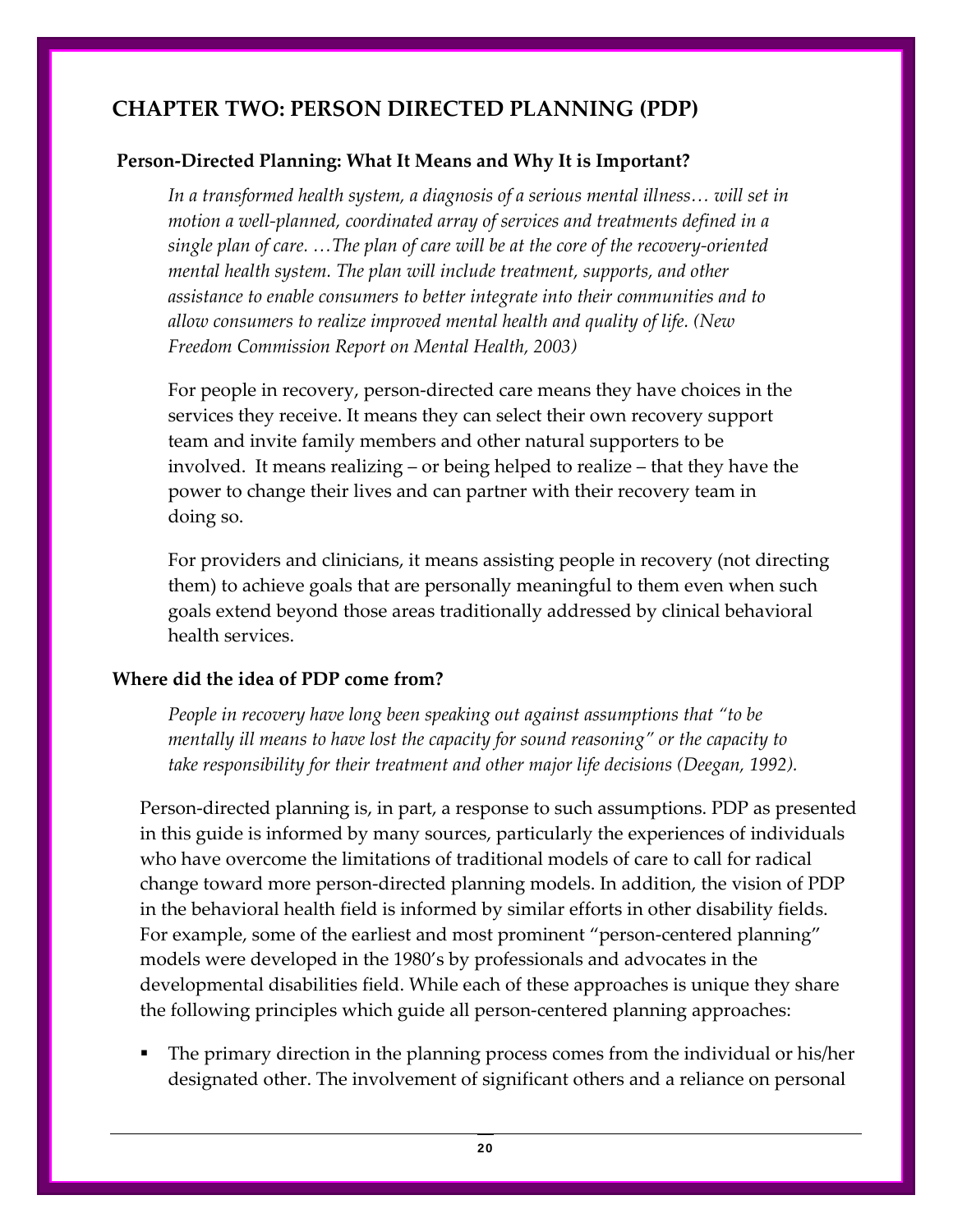## CHAPTER TWO: PERSON DIRECTED PLANNING (PDP)

### Person-Directed Planning: What It Means and Why It is Important?

*In a transformed health system, a diagnosis of a serious mental illness… will set in motion a well-planned, coordinated array of services and treatments defined in a single plan of care. …The plan of care will be at the core of the recovery-oriented mental health system. The plan will include treatment, supports, and other assistance to enable consumers to better integrate into their communities and to allow consumers to realize improved mental health and quality of life. (New Freedom Commission Report on Mental Health, 2003)*

For people in recovery, person-directed care means they have choices in the services they receive. It means they can select their own recovery support team and invite family members and other natural supporters to be involved. It means realizing – or being helped to realize – that they have the power to change their lives and can partner with their recovery team in doing so.

For providers and clinicians, it means assisting people in recovery (not directing them) to achieve goals that are personally meaningful to them even when such goals extend beyond those areas traditionally addressed by clinical behavioral health services.

### Where did the idea of PDP come from?

*People in recovery have long been speaking out against assumptions that "to be mentally ill means to have lost the capacity for sound reasoning" or the capacity to take responsibility for their treatment and other major life decisions (Deegan, 1992).*

Person-directed planning is, in part, a response to such assumptions. PDP as presented in this guide is informed by many sources, particularly the experiences of individuals who have overcome the limitations of traditional models of care to call for radical change toward more person-directed planning models. In addition, the vision of PDP in the behavioral health field is informed by similar efforts in other disability fields. For example, some of the earliest and most prominent "person-centered planning" models were developed in the 1980's by professionals and advocates in the developmental disabilities field. While each of these approaches is unique they share the following principles which guide all person-centered planning approaches:

- The primary direction in the planning process comes from the individual or his/her designated other. The involvement of significant others and a reliance on personal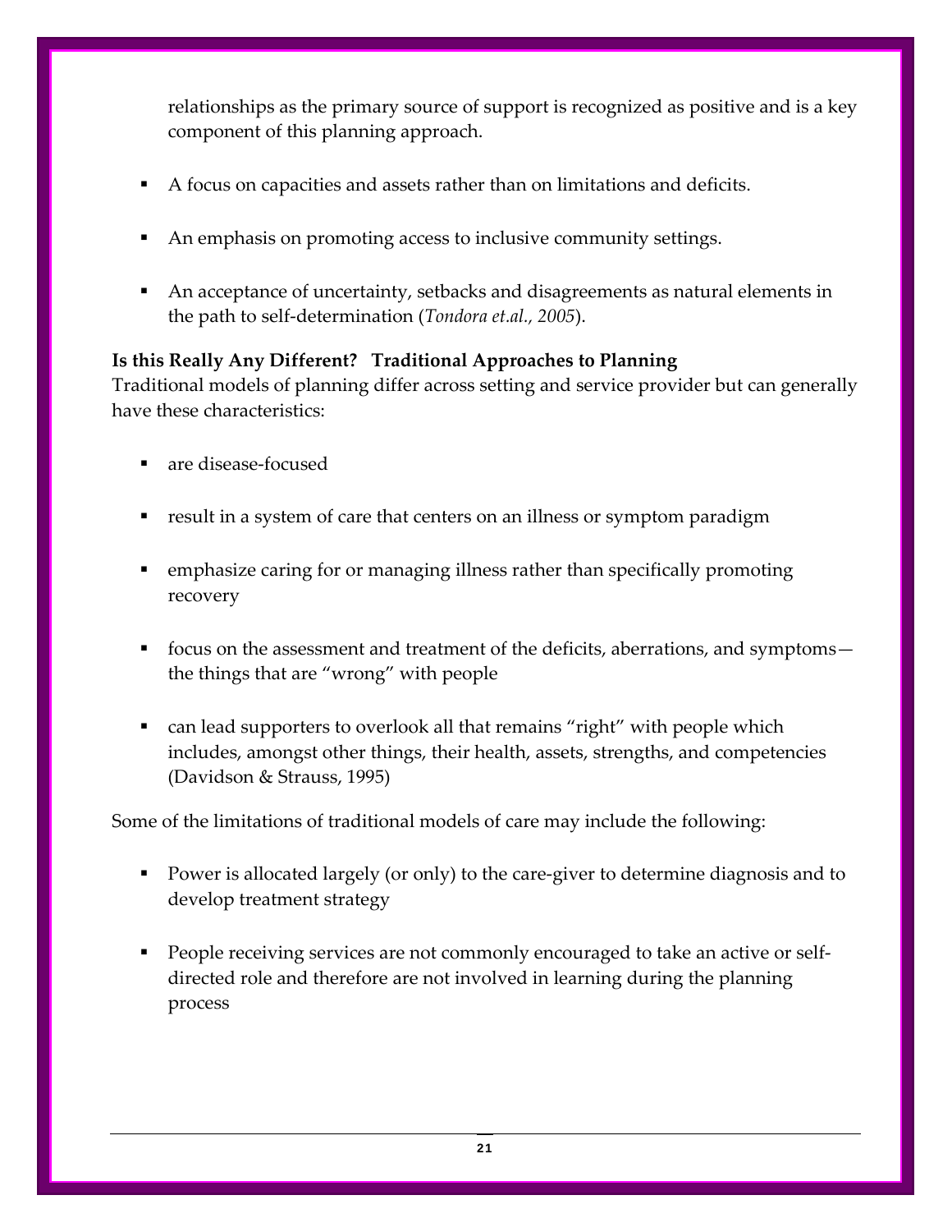relationships as the primary source of support is recognized as positive and is a key component of this planning approach.

- A focus on capacities and assets rather than on limitations and deficits.
- An emphasis on promoting access to inclusive community settings.
- An acceptance of uncertainty, setbacks and disagreements as natural elements in the path to self-determination (*Tondora et.al., 2005*).

**Is this Really Any Different? Traditional Approaches to Planning**

Traditional models of planning differ across setting and service provider but can generally have these characteristics:

- are disease-focused
- result in a system of care that centers on an illness or symptom paradigm
- emphasize caring for or managing illness rather than specifically promoting recovery
- focus on the assessment and treatment of the deficits, aberrations, and symptoms—the things that are "wrong" with people
- can lead supporters to overlook all that remains "right" with people which includes, amongst other things, their health, assets, strengths, and competencies (Davidson & Strauss, 1995)

Some of the limitations of traditional models of care may include the following:

- Power is allocated largely (or only) to the care-giver to determine diagnosis and to develop treatment strategy
- People receiving services are not commonly encouraged to take an active or self-directed role and therefore are not involved in learning during the planning process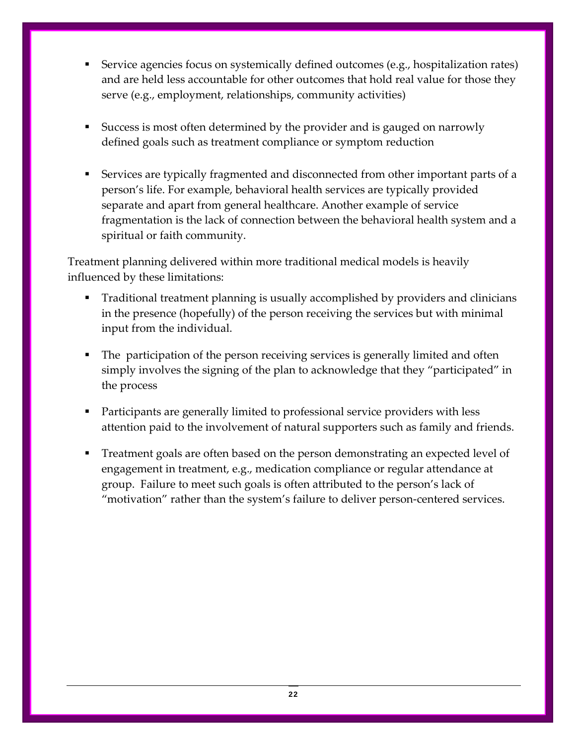- Service agencies focus on systemically defined outcomes (e.g., hospitalization rates) and are held less accountable for other outcomes that hold real value for those they serve (e.g., employment, relationships, community activities)

- Success is most often determined by the provider and is gauged on narrowly defined goals such as treatment compliance or symptom reduction

- Services are typically fragmented and disconnected from other important parts of a person's life. For example, behavioral health services are typically provided separate and apart from general healthcare. Another example of service fragmentation is the lack of connection between the behavioral health system and a spiritual or faith community.

Treatment planning delivered within more traditional medical models is heavily influenced by these limitations:

- Traditional treatment planning is usually accomplished by providers and clinicians in the presence (hopefully) of the person receiving the services but with minimal input from the individual.

- The participation of the person receiving services is generally limited and often simply involves the signing of the plan to acknowledge that they "participated" in the process

- Participants are generally limited to professional service providers with less attention paid to the involvement of natural supporters such as family and friends.

- Treatment goals are often based on the person demonstrating an expected level of engagement in treatment, e.g., medication compliance or regular attendance at group. Failure to meet such goals is often attributed to the person's lack of "motivation" rather than the system's failure to deliver person-centered services.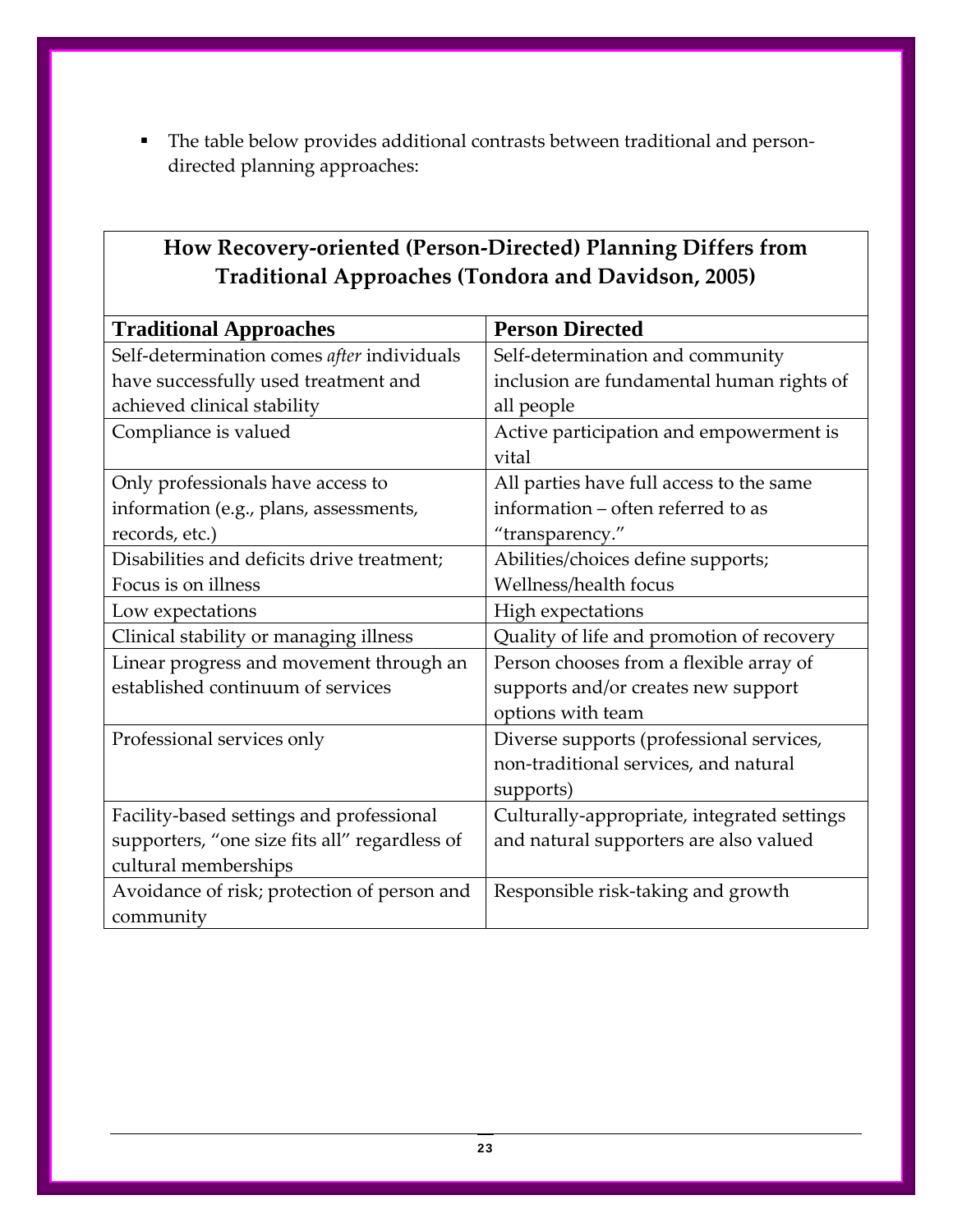- The table below provides additional contrasts between traditional and person-directed planning approaches:

**How Recovery-oriented (Person-Directed) Planning Differs from Traditional Approaches (Tondora and Davidson, 2005)**

| Traditional Approaches | Person Directed |
|---|---|
| Self-determination comes *after* individuals have successfully used treatment and achieved clinical stability | Self-determination and community inclusion are fundamental human rights of all people |
| Compliance is valued | Active participation and empowerment is vital |
| Only professionals have access to information (e.g., plans, assessments, records, etc.) | All parties have full access to the same information – often referred to as "transparency." |
| Disabilities and deficits drive treatment; Focus is on illness | Abilities/choices define supports; Wellness/health focus |
| Low expectations | High expectations |
| Clinical stability or managing illness | Quality of life and promotion of recovery |
| Linear progress and movement through an established continuum of services | Person chooses from a flexible array of supports and/or creates new support options with team |
| Professional services only | Diverse supports (professional services, non-traditional services, and natural supports) |
| Facility-based settings and professional supporters, "one size fits all" regardless of cultural memberships | Culturally-appropriate, integrated settings and natural supporters are also valued |
| Avoidance of risk; protection of person and community | Responsible risk-taking and growth |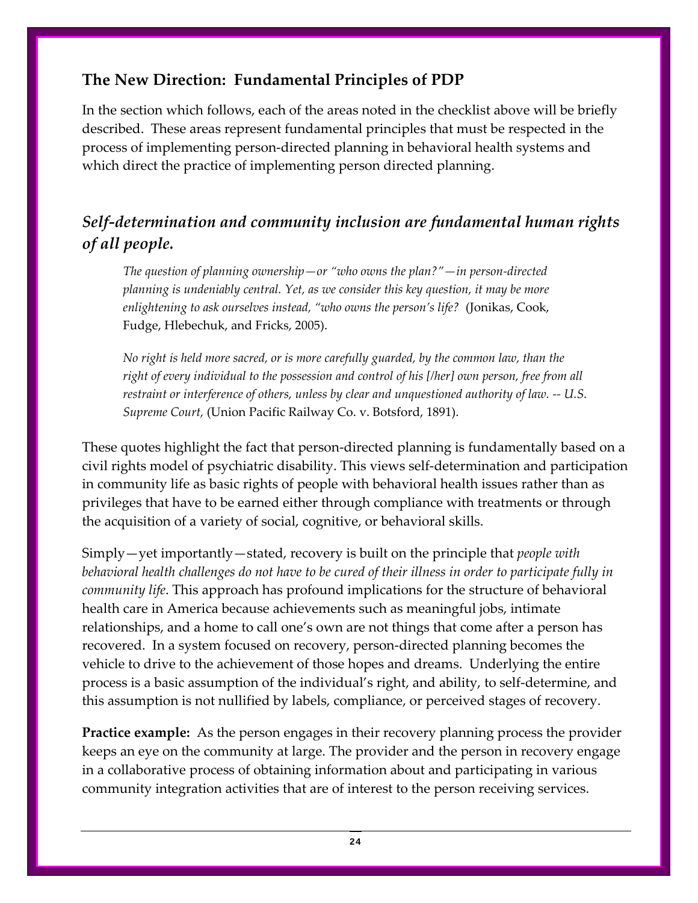## The New Direction: Fundamental Principles of PDP

In the section which follows, each of the areas noted in the checklist above will be briefly described. These areas represent fundamental principles that must be respected in the process of implementing person-directed planning in behavioral health systems and which direct the practice of implementing person directed planning.

### *Self-determination and community inclusion are fundamental human rights of all people.*

> *The question of planning ownership—or "who owns the plan?"—in person-directed planning is undeniably central. Yet, as we consider this key question, it may be more enlightening to ask ourselves instead, "who owns the person's life?* (Jonikas, Cook, Fudge, Hlebechuk, and Fricks, 2005).
>
> *No right is held more sacred, or is more carefully guarded, by the common law, than the right of every individual to the possession and control of his [/her] own person, free from all restraint or interference of others, unless by clear and unquestioned authority of law. -- U.S. Supreme Court,* (Union Pacific Railway Co. v. Botsford, 1891).

These quotes highlight the fact that person-directed planning is fundamentally based on a civil rights model of psychiatric disability. This views self-determination and participation in community life as basic rights of people with behavioral health issues rather than as privileges that have to be earned either through compliance with treatments or through the acquisition of a variety of social, cognitive, or behavioral skills.

Simply—yet importantly—stated, recovery is built on the principle that *people with behavioral health challenges do not have to be cured of their illness in order to participate fully in community life*. This approach has profound implications for the structure of behavioral health care in America because achievements such as meaningful jobs, intimate relationships, and a home to call one's own are not things that come after a person has recovered. In a system focused on recovery, person-directed planning becomes the vehicle to drive to the achievement of those hopes and dreams. Underlying the entire process is a basic assumption of the individual's right, and ability, to self-determine, and this assumption is not nullified by labels, compliance, or perceived stages of recovery.

**Practice example:** As the person engages in their recovery planning process the provider keeps an eye on the community at large. The provider and the person in recovery engage in a collaborative process of obtaining information about and participating in various community integration activities that are of interest to the person receiving services.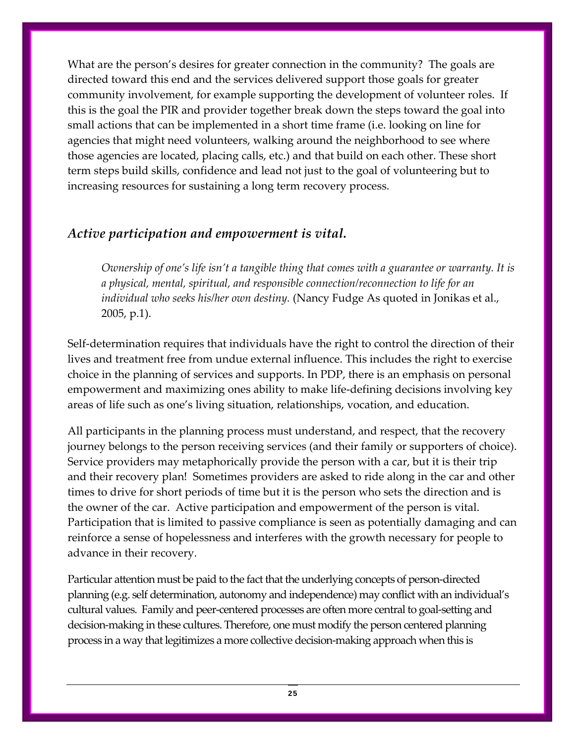What are the person's desires for greater connection in the community? The goals are directed toward this end and the services delivered support those goals for greater community involvement, for example supporting the development of volunteer roles. If this is the goal the PIR and provider together break down the steps toward the goal into small actions that can be implemented in a short time frame (i.e. looking on line for agencies that might need volunteers, walking around the neighborhood to see where those agencies are located, placing calls, etc.) and that build on each other. These short term steps build skills, confidence and lead not just to the goal of volunteering but to increasing resources for sustaining a long term recovery process.

### *Active participation and empowerment is vital.*

> *Ownership of one's life isn't a tangible thing that comes with a guarantee or warranty. It is a physical, mental, spiritual, and responsible connection/reconnection to life for an individual who seeks his/her own destiny.* (Nancy Fudge As quoted in Jonikas et al., 2005, p.1).

Self-determination requires that individuals have the right to control the direction of their lives and treatment free from undue external influence. This includes the right to exercise choice in the planning of services and supports. In PDP, there is an emphasis on personal empowerment and maximizing ones ability to make life-defining decisions involving key areas of life such as one's living situation, relationships, vocation, and education.

All participants in the planning process must understand, and respect, that the recovery journey belongs to the person receiving services (and their family or supporters of choice). Service providers may metaphorically provide the person with a car, but it is their trip and their recovery plan! Sometimes providers are asked to ride along in the car and other times to drive for short periods of time but it is the person who sets the direction and is the owner of the car. Active participation and empowerment of the person is vital. Participation that is limited to passive compliance is seen as potentially damaging and can reinforce a sense of hopelessness and interferes with the growth necessary for people to advance in their recovery.

Particular attention must be paid to the fact that the underlying concepts of person-directed planning (e.g. self determination, autonomy and independence) may conflict with an individual's cultural values. Family and peer-centered processes are often more central to goal-setting and decision-making in these cultures. Therefore, one must modify the person centered planning process in a way that legitimizes a more collective decision-making approach when this is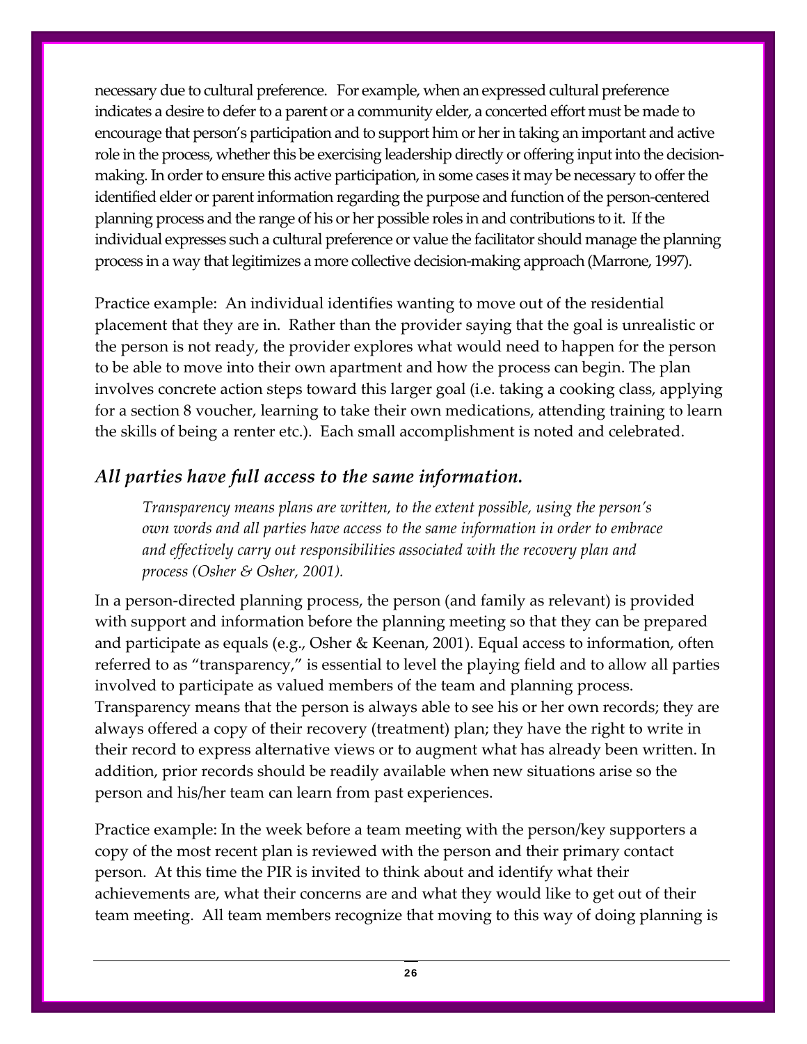necessary due to cultural preference. For example, when an expressed cultural preference indicates a desire to defer to a parent or a community elder, a concerted effort must be made to encourage that person's participation and to support him or her in taking an important and active role in the process, whether this be exercising leadership directly or offering input into the decision-making. In order to ensure this active participation, in some cases it may be necessary to offer the identified elder or parent information regarding the purpose and function of the person-centered planning process and the range of his or her possible roles in and contributions to it. If the individual expresses such a cultural preference or value the facilitator should manage the planning process in a way that legitimizes a more collective decision-making approach (Marrone, 1997).

Practice example: An individual identifies wanting to move out of the residential placement that they are in. Rather than the provider saying that the goal is unrealistic or the person is not ready, the provider explores what would need to happen for the person to be able to move into their own apartment and how the process can begin. The plan involves concrete action steps toward this larger goal (i.e. taking a cooking class, applying for a section 8 voucher, learning to take their own medications, attending training to learn the skills of being a renter etc.). Each small accomplishment is noted and celebrated.

### *All parties have full access to the same information.*

> *Transparency means plans are written, to the extent possible, using the person's own words and all parties have access to the same information in order to embrace and effectively carry out responsibilities associated with the recovery plan and process (Osher & Osher, 2001).*

In a person-directed planning process, the person (and family as relevant) is provided with support and information before the planning meeting so that they can be prepared and participate as equals (e.g., Osher & Keenan, 2001). Equal access to information, often referred to as "transparency," is essential to level the playing field and to allow all parties involved to participate as valued members of the team and planning process. Transparency means that the person is always able to see his or her own records; they are always offered a copy of their recovery (treatment) plan; they have the right to write in their record to express alternative views or to augment what has already been written. In addition, prior records should be readily available when new situations arise so the person and his/her team can learn from past experiences.

Practice example: In the week before a team meeting with the person/key supporters a copy of the most recent plan is reviewed with the person and their primary contact person. At this time the PIR is invited to think about and identify what their achievements are, what their concerns are and what they would like to get out of their team meeting. All team members recognize that moving to this way of doing planning is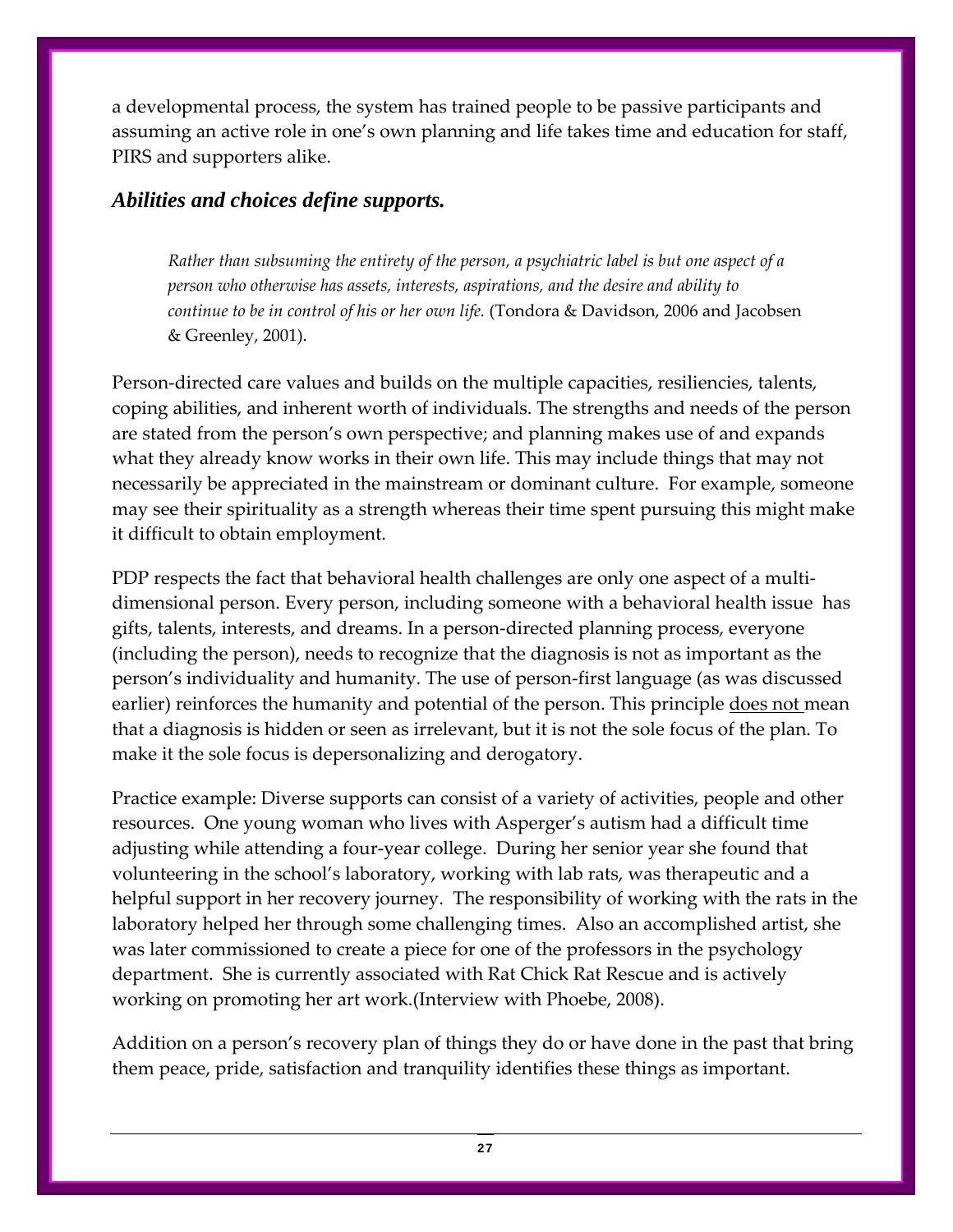a developmental process, the system has trained people to be passive participants and assuming an active role in one's own planning and life takes time and education for staff, PIRS and supporters alike.

### *Abilities and choices define supports.*

> *Rather than subsuming the entirety of the person, a psychiatric label is but one aspect of a person who otherwise has assets, interests, aspirations, and the desire and ability to continue to be in control of his or her own life.* (Tondora & Davidson, 2006 and Jacobsen & Greenley, 2001).

Person-directed care values and builds on the multiple capacities, resiliencies, talents, coping abilities, and inherent worth of individuals. The strengths and needs of the person are stated from the person's own perspective; and planning makes use of and expands what they already know works in their own life. This may include things that may not necessarily be appreciated in the mainstream or dominant culture. For example, someone may see their spirituality as a strength whereas their time spent pursuing this might make it difficult to obtain employment.

PDP respects the fact that behavioral health challenges are only one aspect of a multi-dimensional person. Every person, including someone with a behavioral health issue has gifts, talents, interests, and dreams. In a person-directed planning process, everyone (including the person), needs to recognize that the diagnosis is not as important as the person's individuality and humanity. The use of person-first language (as was discussed earlier) reinforces the humanity and potential of the person. This principle <u>does not</u> mean that a diagnosis is hidden or seen as irrelevant, but it is not the sole focus of the plan. To make it the sole focus is depersonalizing and derogatory.

Practice example: Diverse supports can consist of a variety of activities, people and other resources. One young woman who lives with Asperger's autism had a difficult time adjusting while attending a four-year college. During her senior year she found that volunteering in the school's laboratory, working with lab rats, was therapeutic and a helpful support in her recovery journey. The responsibility of working with the rats in the laboratory helped her through some challenging times. Also an accomplished artist, she was later commissioned to create a piece for one of the professors in the psychology department. She is currently associated with Rat Chick Rat Rescue and is actively working on promoting her art work.(Interview with Phoebe, 2008).

Addition on a person's recovery plan of things they do or have done in the past that bring them peace, pride, satisfaction and tranquility identifies these things as important.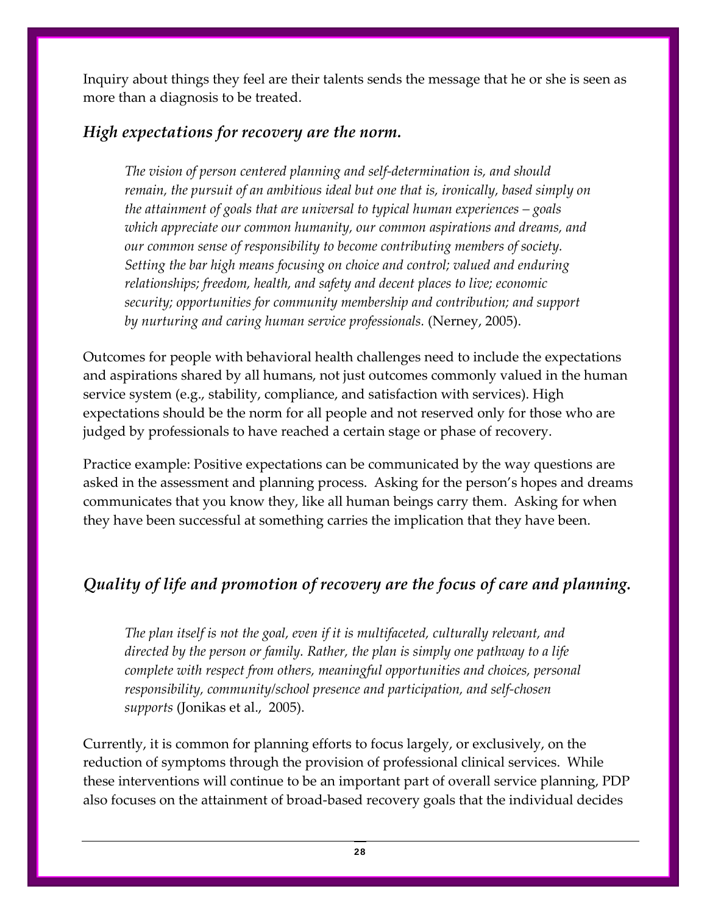Inquiry about things they feel are their talents sends the message that he or she is seen as more than a diagnosis to be treated.

### *High expectations for recovery are the norm.*

> *The vision of person centered planning and self-determination is, and should remain, the pursuit of an ambitious ideal but one that is, ironically, based simply on the attainment of goals that are universal to typical human experiences – goals which appreciate our common humanity, our common aspirations and dreams, and our common sense of responsibility to become contributing members of society. Setting the bar high means focusing on choice and control; valued and enduring relationships; freedom, health, and safety and decent places to live; economic security; opportunities for community membership and contribution; and support by nurturing and caring human service professionals.* (Nerney, 2005).

Outcomes for people with behavioral health challenges need to include the expectations and aspirations shared by all humans, not just outcomes commonly valued in the human service system (e.g., stability, compliance, and satisfaction with services). High expectations should be the norm for all people and not reserved only for those who are judged by professionals to have reached a certain stage or phase of recovery.

Practice example: Positive expectations can be communicated by the way questions are asked in the assessment and planning process. Asking for the person's hopes and dreams communicates that you know they, like all human beings carry them. Asking for when they have been successful at something carries the implication that they have been.

### *Quality of life and promotion of recovery are the focus of care and planning.*

> *The plan itself is not the goal, even if it is multifaceted, culturally relevant, and directed by the person or family. Rather, the plan is simply one pathway to a life complete with respect from others, meaningful opportunities and choices, personal responsibility, community/school presence and participation, and self-chosen supports* (Jonikas et al., 2005).

Currently, it is common for planning efforts to focus largely, or exclusively, on the reduction of symptoms through the provision of professional clinical services. While these interventions will continue to be an important part of overall service planning, PDP also focuses on the attainment of broad-based recovery goals that the individual decides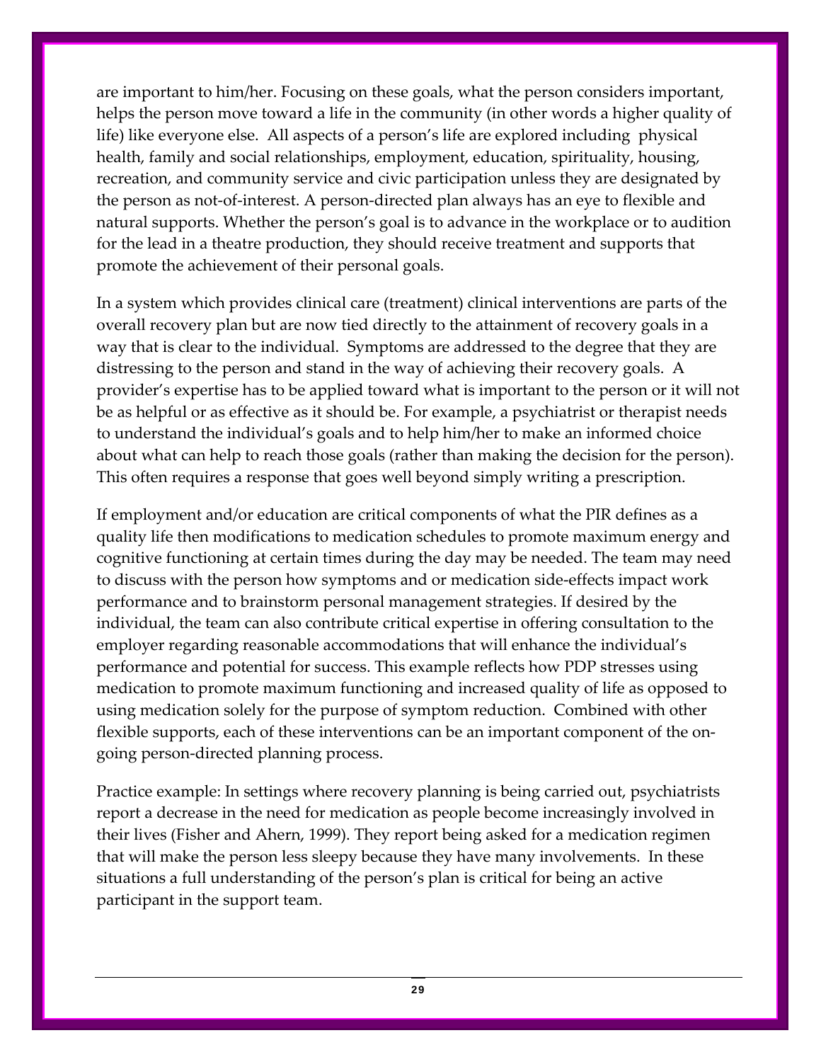are important to him/her. Focusing on these goals, what the person considers important, helps the person move toward a life in the community (in other words a higher quality of life) like everyone else. All aspects of a person's life are explored including physical health, family and social relationships, employment, education, spirituality, housing, recreation, and community service and civic participation unless they are designated by the person as not-of-interest. A person-directed plan always has an eye to flexible and natural supports. Whether the person's goal is to advance in the workplace or to audition for the lead in a theatre production, they should receive treatment and supports that promote the achievement of their personal goals.

In a system which provides clinical care (treatment) clinical interventions are parts of the overall recovery plan but are now tied directly to the attainment of recovery goals in a way that is clear to the individual. Symptoms are addressed to the degree that they are distressing to the person and stand in the way of achieving their recovery goals. A provider's expertise has to be applied toward what is important to the person or it will not be as helpful or as effective as it should be. For example, a psychiatrist or therapist needs to understand the individual's goals and to help him/her to make an informed choice about what can help to reach those goals (rather than making the decision for the person). This often requires a response that goes well beyond simply writing a prescription.

If employment and/or education are critical components of what the PIR defines as a quality life then modifications to medication schedules to promote maximum energy and cognitive functioning at certain times during the day may be needed. The team may need to discuss with the person how symptoms and or medication side-effects impact work performance and to brainstorm personal management strategies. If desired by the individual, the team can also contribute critical expertise in offering consultation to the employer regarding reasonable accommodations that will enhance the individual's performance and potential for success. This example reflects how PDP stresses using medication to promote maximum functioning and increased quality of life as opposed to using medication solely for the purpose of symptom reduction. Combined with other flexible supports, each of these interventions can be an important component of the on-going person-directed planning process.

Practice example: In settings where recovery planning is being carried out, psychiatrists report a decrease in the need for medication as people become increasingly involved in their lives (Fisher and Ahern, 1999). They report being asked for a medication regimen that will make the person less sleepy because they have many involvements. In these situations a full understanding of the person's plan is critical for being an active participant in the support team.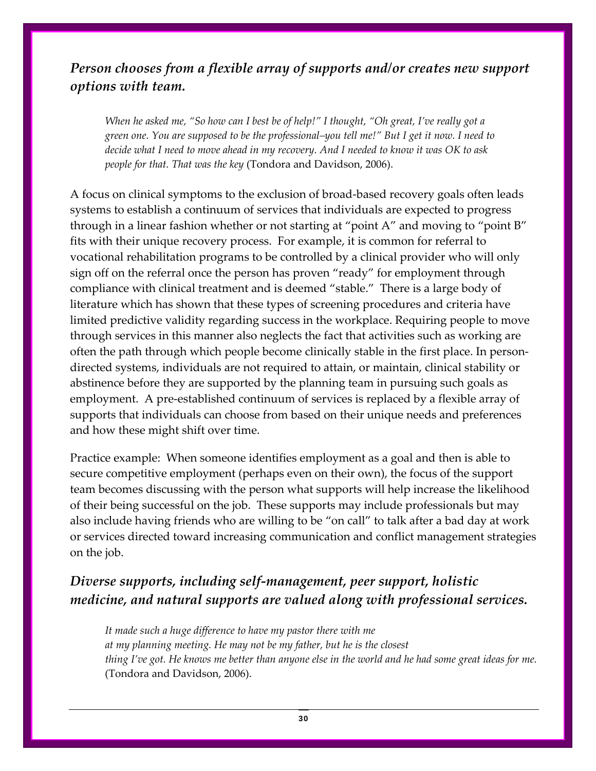### *Person chooses from a flexible array of supports and/or creates new support options with team.*

> *When he asked me, "So how can I best be of help!" I thought, "Oh great, I've really got a green one. You are supposed to be the professional–you tell me!" But I get it now. I need to decide what I need to move ahead in my recovery. And I needed to know it was OK to ask people for that. That was the key* (Tondora and Davidson, 2006).

A focus on clinical symptoms to the exclusion of broad-based recovery goals often leads systems to establish a continuum of services that individuals are expected to progress through in a linear fashion whether or not starting at "point A" and moving to "point B" fits with their unique recovery process. For example, it is common for referral to vocational rehabilitation programs to be controlled by a clinical provider who will only sign off on the referral once the person has proven "ready" for employment through compliance with clinical treatment and is deemed "stable." There is a large body of literature which has shown that these types of screening procedures and criteria have limited predictive validity regarding success in the workplace. Requiring people to move through services in this manner also neglects the fact that activities such as working are often the path through which people become clinically stable in the first place. In person-directed systems, individuals are not required to attain, or maintain, clinical stability or abstinence before they are supported by the planning team in pursuing such goals as employment. A pre-established continuum of services is replaced by a flexible array of supports that individuals can choose from based on their unique needs and preferences and how these might shift over time.

Practice example: When someone identifies employment as a goal and then is able to secure competitive employment (perhaps even on their own), the focus of the support team becomes discussing with the person what supports will help increase the likelihood of their being successful on the job. These supports may include professionals but may also include having friends who are willing to be "on call" to talk after a bad day at work or services directed toward increasing communication and conflict management strategies on the job.

### *Diverse supports, including self-management, peer support, holistic medicine, and natural supports are valued along with professional services.*

> *It made such a huge difference to have my pastor there with me at my planning meeting. He may not be my father, but he is the closest thing I've got. He knows me better than anyone else in the world and he had some great ideas for me.* (Tondora and Davidson, 2006).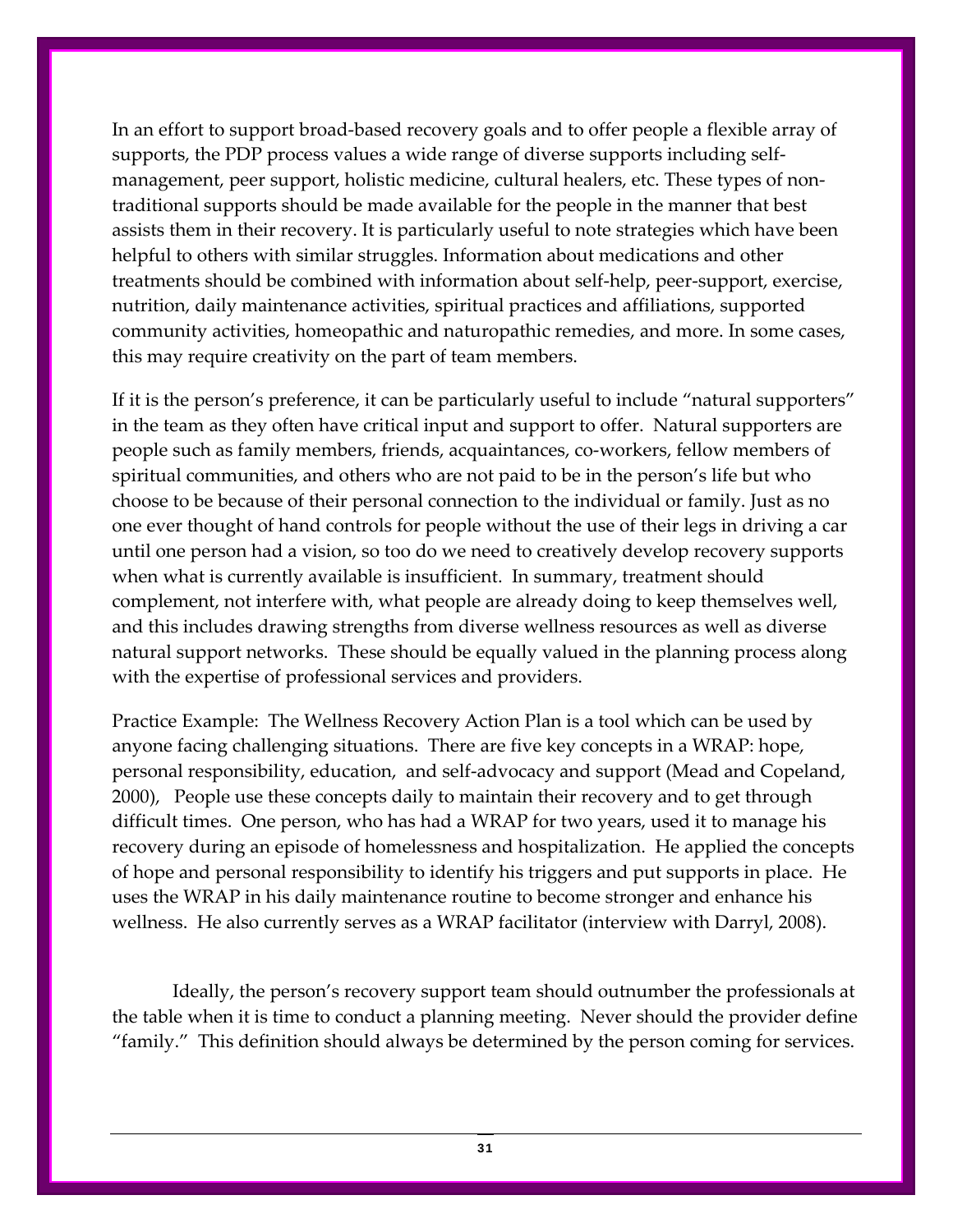In an effort to support broad-based recovery goals and to offer people a flexible array of supports, the PDP process values a wide range of diverse supports including self-management, peer support, holistic medicine, cultural healers, etc. These types of non-traditional supports should be made available for the people in the manner that best assists them in their recovery. It is particularly useful to note strategies which have been helpful to others with similar struggles. Information about medications and other treatments should be combined with information about self-help, peer-support, exercise, nutrition, daily maintenance activities, spiritual practices and affiliations, supported community activities, homeopathic and naturopathic remedies, and more. In some cases, this may require creativity on the part of team members.

If it is the person's preference, it can be particularly useful to include "natural supporters" in the team as they often have critical input and support to offer. Natural supporters are people such as family members, friends, acquaintances, co-workers, fellow members of spiritual communities, and others who are not paid to be in the person's life but who choose to be because of their personal connection to the individual or family. Just as no one ever thought of hand controls for people without the use of their legs in driving a car until one person had a vision, so too do we need to creatively develop recovery supports when what is currently available is insufficient. In summary, treatment should complement, not interfere with, what people are already doing to keep themselves well, and this includes drawing strengths from diverse wellness resources as well as diverse natural support networks. These should be equally valued in the planning process along with the expertise of professional services and providers.

Practice Example: The Wellness Recovery Action Plan is a tool which can be used by anyone facing challenging situations. There are five key concepts in a WRAP: hope, personal responsibility, education, and self-advocacy and support (Mead and Copeland, 2000), People use these concepts daily to maintain their recovery and to get through difficult times. One person, who has had a WRAP for two years, used it to manage his recovery during an episode of homelessness and hospitalization. He applied the concepts of hope and personal responsibility to identify his triggers and put supports in place. He uses the WRAP in his daily maintenance routine to become stronger and enhance his wellness. He also currently serves as a WRAP facilitator (interview with Darryl, 2008).

Ideally, the person's recovery support team should outnumber the professionals at the table when it is time to conduct a planning meeting. Never should the provider define "family." This definition should always be determined by the person coming for services.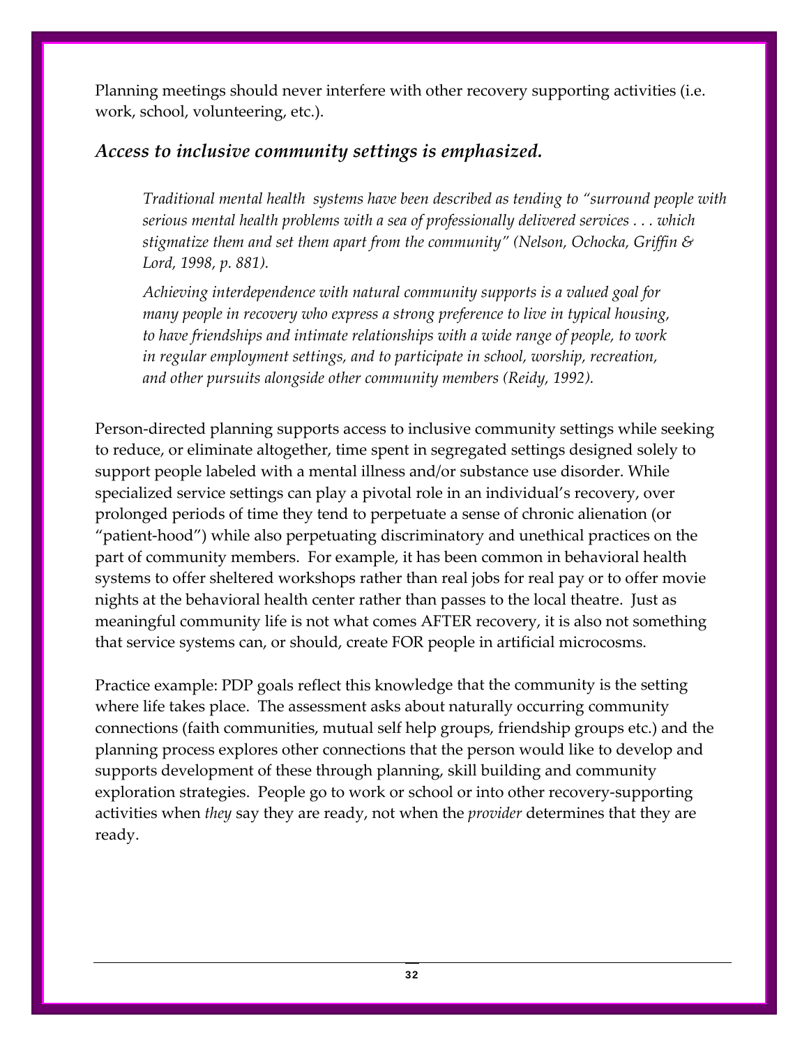Planning meetings should never interfere with other recovery supporting activities (i.e. work, school, volunteering, etc.).

### *Access to inclusive community settings is emphasized.*

> *Traditional mental health systems have been described as tending to "surround people with serious mental health problems with a sea of professionally delivered services . . . which stigmatize them and set them apart from the community" (Nelson, Ochocka, Griffin & Lord, 1998, p. 881).*
>
> *Achieving interdependence with natural community supports is a valued goal for many people in recovery who express a strong preference to live in typical housing, to have friendships and intimate relationships with a wide range of people, to work in regular employment settings, and to participate in school, worship, recreation, and other pursuits alongside other community members (Reidy, 1992).*

Person-directed planning supports access to inclusive community settings while seeking to reduce, or eliminate altogether, time spent in segregated settings designed solely to support people labeled with a mental illness and/or substance use disorder. While specialized service settings can play a pivotal role in an individual's recovery, over prolonged periods of time they tend to perpetuate a sense of chronic alienation (or "patient-hood") while also perpetuating discriminatory and unethical practices on the part of community members. For example, it has been common in behavioral health systems to offer sheltered workshops rather than real jobs for real pay or to offer movie nights at the behavioral health center rather than passes to the local theatre. Just as meaningful community life is not what comes AFTER recovery, it is also not something that service systems can, or should, create FOR people in artificial microcosms.

Practice example: PDP goals reflect this knowledge that the community is the setting where life takes place. The assessment asks about naturally occurring community connections (faith communities, mutual self help groups, friendship groups etc.) and the planning process explores other connections that the person would like to develop and supports development of these through planning, skill building and community exploration strategies. People go to work or school or into other recovery-supporting activities when *they* say they are ready, not when the *provider* determines that they are ready.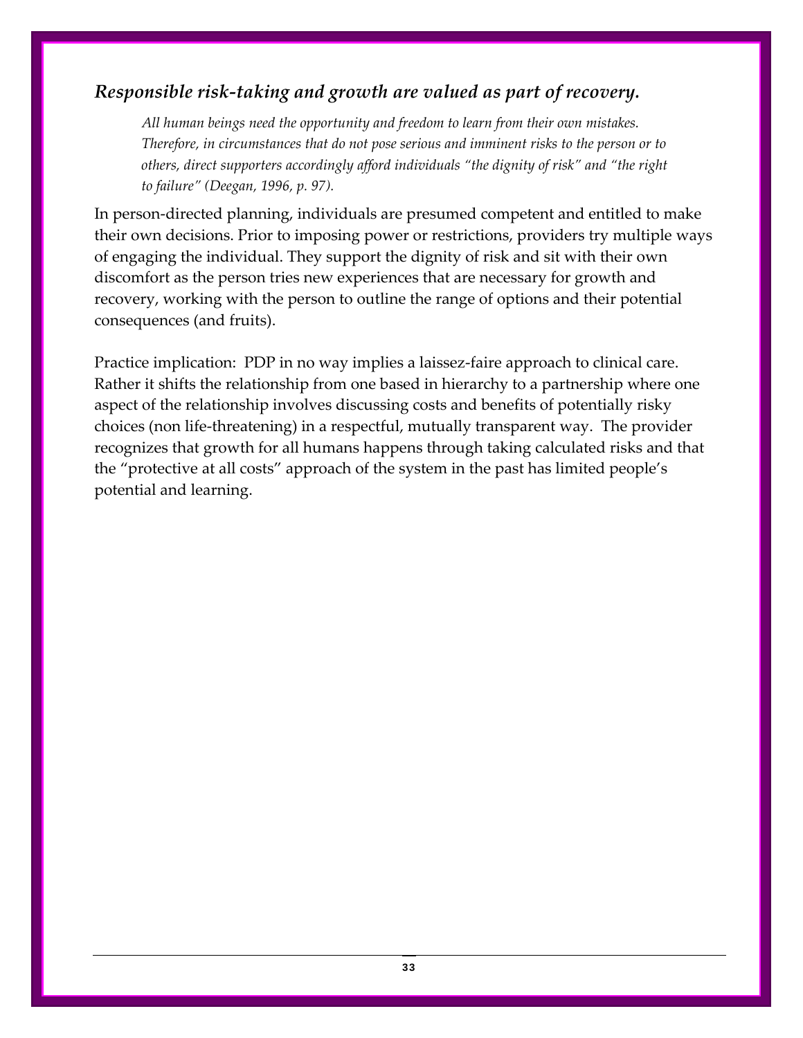## *Responsible risk-taking and growth are valued as part of recovery.*

> *All human beings need the opportunity and freedom to learn from their own mistakes. Therefore, in circumstances that do not pose serious and imminent risks to the person or to others, direct supporters accordingly afford individuals "the dignity of risk" and "the right to failure" (Deegan, 1996, p. 97).*

In person-directed planning, individuals are presumed competent and entitled to make their own decisions. Prior to imposing power or restrictions, providers try multiple ways of engaging the individual. They support the dignity of risk and sit with their own discomfort as the person tries new experiences that are necessary for growth and recovery, working with the person to outline the range of options and their potential consequences (and fruits).

Practice implication: PDP in no way implies a laissez-faire approach to clinical care. Rather it shifts the relationship from one based in hierarchy to a partnership where one aspect of the relationship involves discussing costs and benefits of potentially risky choices (non life-threatening) in a respectful, mutually transparent way. The provider recognizes that growth for all humans happens through taking calculated risks and that the "protective at all costs" approach of the system in the past has limited people's potential and learning.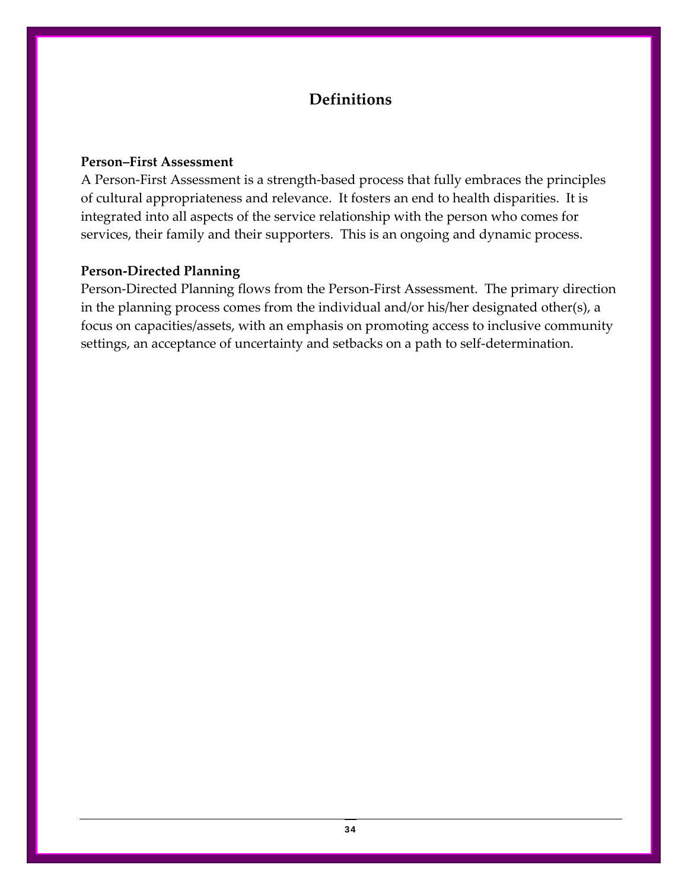# Definitions

**Person–First Assessment**
A Person-First Assessment is a strength-based process that fully embraces the principles of cultural appropriateness and relevance. It fosters an end to health disparities. It is integrated into all aspects of the service relationship with the person who comes for services, their family and their supporters. This is an ongoing and dynamic process.

**Person-Directed Planning**
Person-Directed Planning flows from the Person-First Assessment. The primary direction in the planning process comes from the individual and/or his/her designated other(s), a focus on capacities/assets, with an emphasis on promoting access to inclusive community settings, an acceptance of uncertainty and setbacks on a path to self-determination.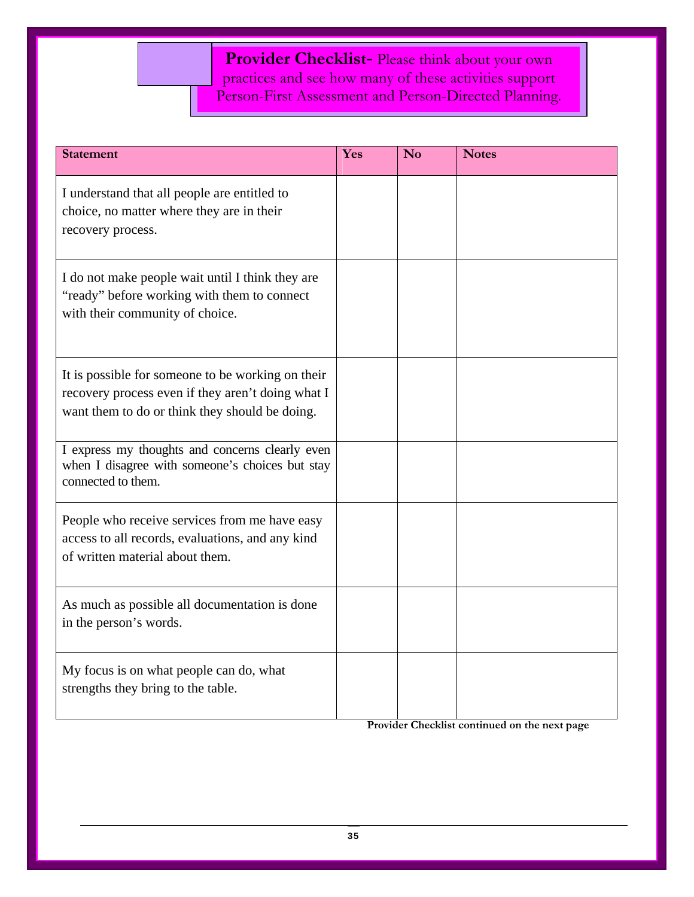**Provider Checklist**- Please think about your own practices and see how many of these activities support Person-First Assessment and Person-Directed Planning.

| Statement | Yes | No | Notes |
|---|---|---|---|
| I understand that all people are entitled to choice, no matter where they are in their recovery process. | | | |
| I do not make people wait until I think they are "ready" before working with them to connect with their community of choice. | | | |
| It is possible for someone to be working on their recovery process even if they aren't doing what I want them to do or think they should be doing. | | | |
| I express my thoughts and concerns clearly even when I disagree with someone's choices but stay connected to them. | | | |
| People who receive services from me have easy access to all records, evaluations, and any kind of written material about them. | | | |
| As much as possible all documentation is done in the person's words. | | | |
| My focus is on what people can do, what strengths they bring to the table. | | | |

**Provider Checklist continued on the next page**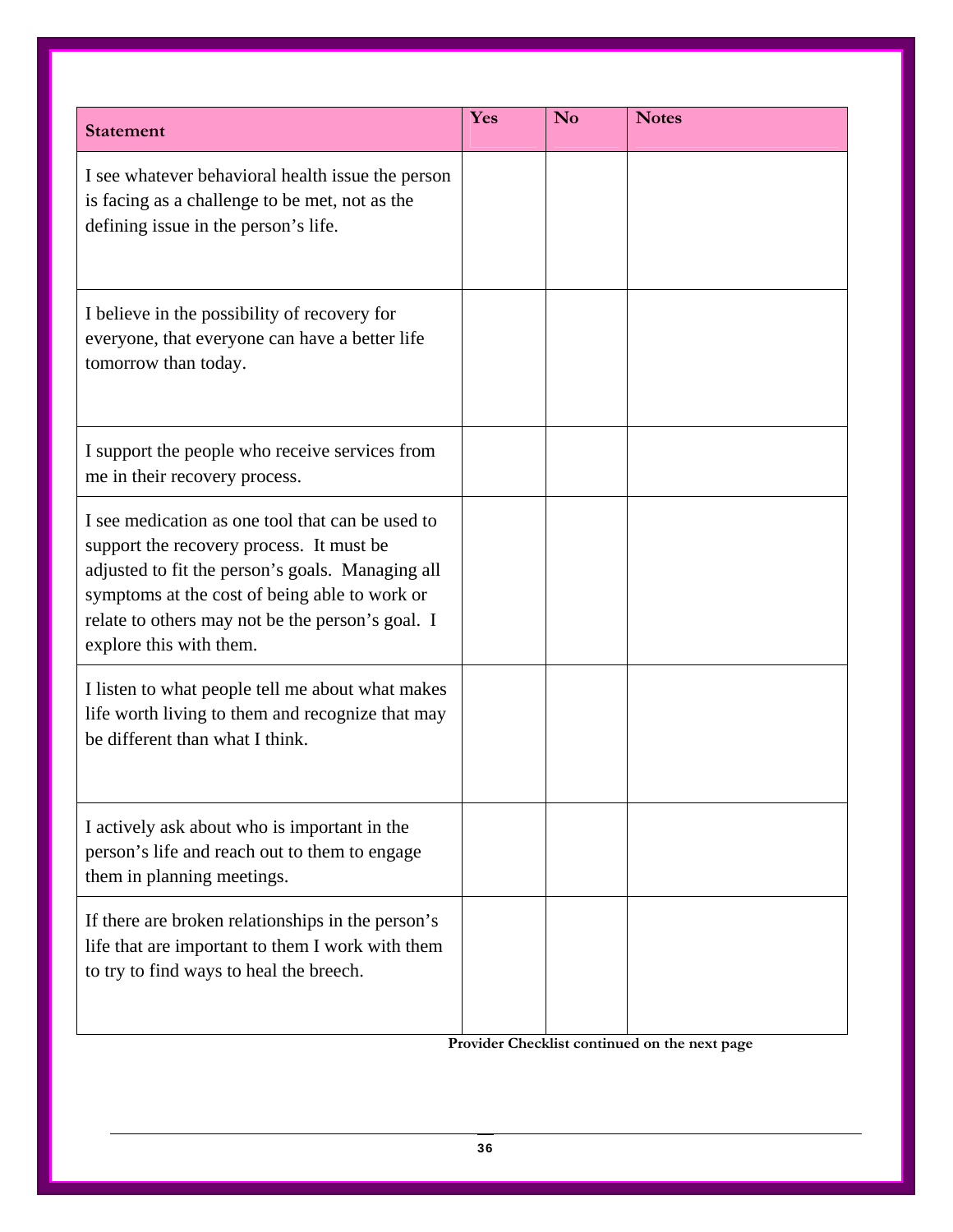| Statement | Yes | No | Notes |
|---|---|---|---|
| I see whatever behavioral health issue the person is facing as a challenge to be met, not as the defining issue in the person's life. | | | |
| I believe in the possibility of recovery for everyone, that everyone can have a better life tomorrow than today. | | | |
| I support the people who receive services from me in their recovery process. | | | |
| I see medication as one tool that can be used to support the recovery process. It must be adjusted to fit the person's goals. Managing all symptoms at the cost of being able to work or relate to others may not be the person's goal. I explore this with them. | | | |
| I listen to what people tell me about what makes life worth living to them and recognize that may be different than what I think. | | | |
| I actively ask about who is important in the person's life and reach out to them to engage them in planning meetings. | | | |
| If there are broken relationships in the person's life that are important to them I work with them to try to find ways to heal the breech. | | | |

**Provider Checklist continued on the next page**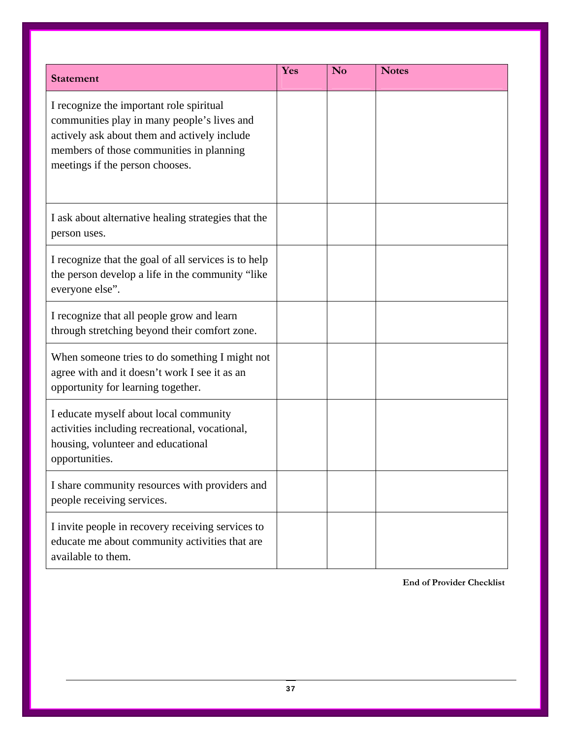| Statement | Yes | No | Notes |
| --- | --- | --- | --- |
| I recognize the important role spiritual communities play in many people's lives and actively ask about them and actively include members of those communities in planning meetings if the person chooses. | | | |
| I ask about alternative healing strategies that the person uses. | | | |
| I recognize that the goal of all services is to help the person develop a life in the community "like everyone else". | | | |
| I recognize that all people grow and learn through stretching beyond their comfort zone. | | | |
| When someone tries to do something I might not agree with and it doesn't work I see it as an opportunity for learning together. | | | |
| I educate myself about local community activities including recreational, vocational, housing, volunteer and educational opportunities. | | | |
| I share community resources with providers and people receiving services. | | | |
| I invite people in recovery receiving services to educate me about community activities that are available to them. | | | |

**End of Provider Checklist**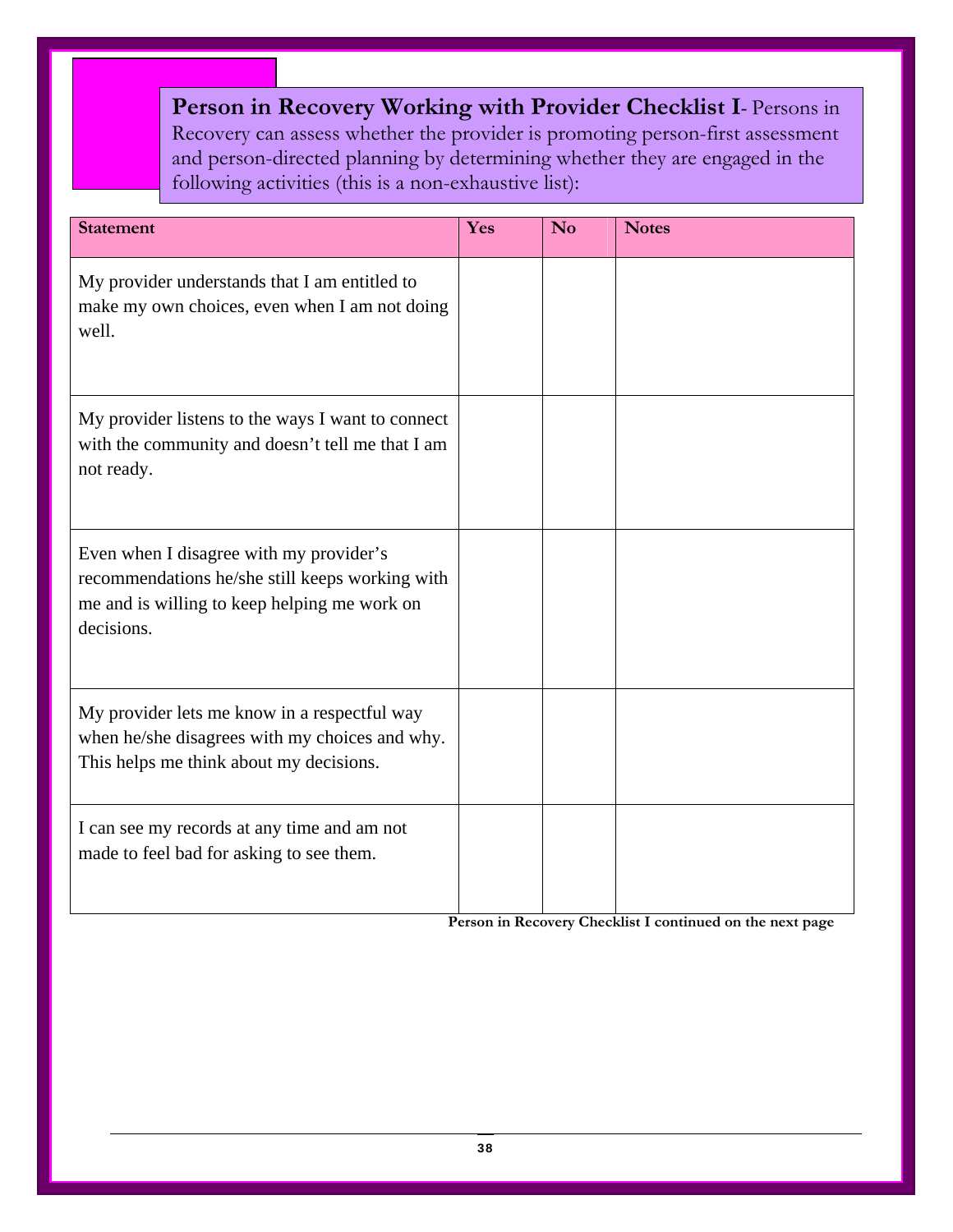**Person in Recovery Working with Provider Checklist I**- Persons in Recovery can assess whether the provider is promoting person-first assessment and person-directed planning by determining whether they are engaged in the following activities (this is a non-exhaustive list):

| Statement | Yes | No | Notes |
|---|---|---|---|
| My provider understands that I am entitled to make my own choices, even when I am not doing well. | | | |
| My provider listens to the ways I want to connect with the community and doesn't tell me that I am not ready. | | | |
| Even when I disagree with my provider's recommendations he/she still keeps working with me and is willing to keep helping me work on decisions. | | | |
| My provider lets me know in a respectful way when he/she disagrees with my choices and why. This helps me think about my decisions. | | | |
| I can see my records at any time and am not made to feel bad for asking to see them. | | | |

**Person in Recovery Checklist I continued on the next page**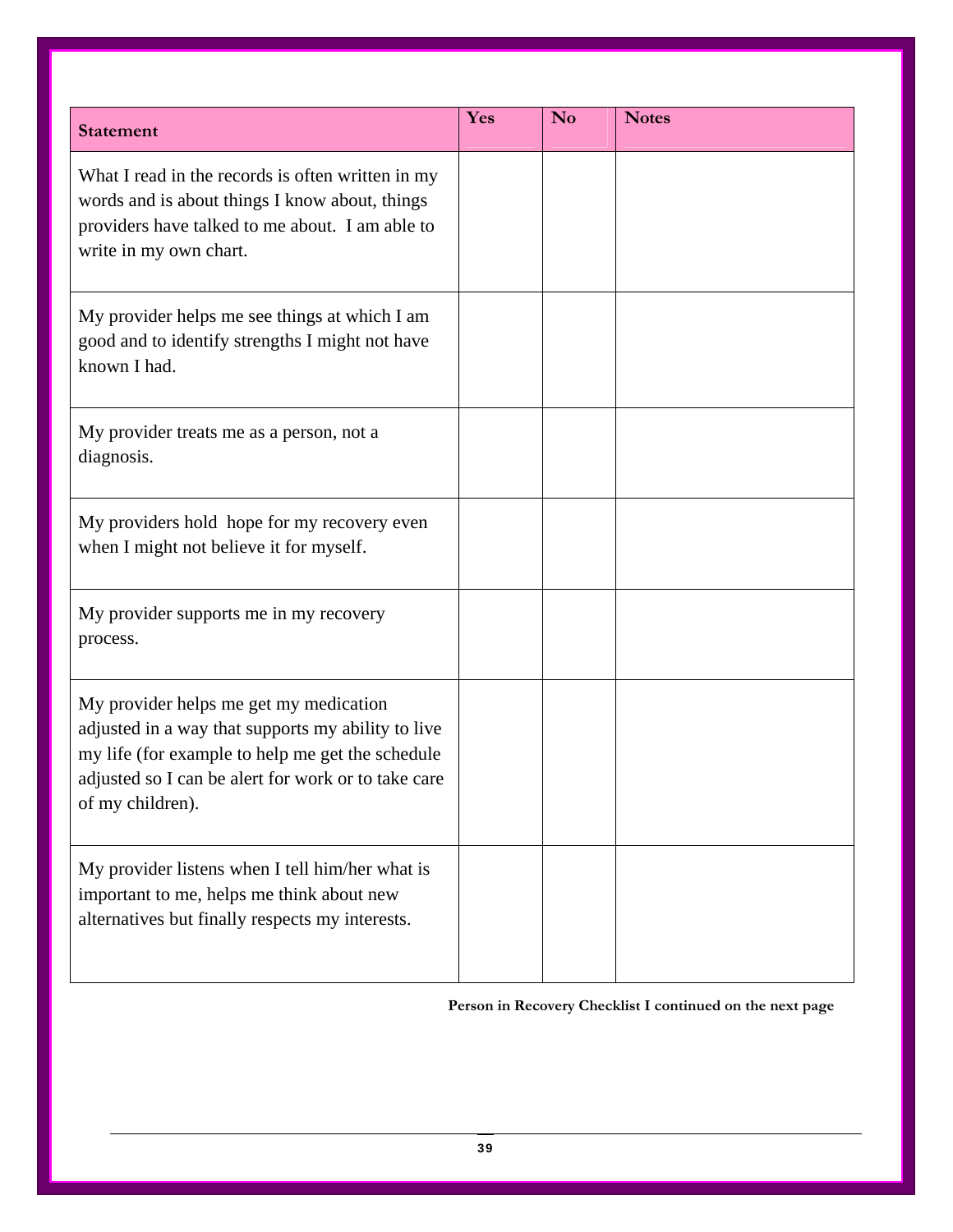| Statement | Yes | No | Notes |
|---|---|---|---|
| What I read in the records is often written in my words and is about things I know about, things providers have talked to me about. I am able to write in my own chart. | | | |
| My provider helps me see things at which I am good and to identify strengths I might not have known I had. | | | |
| My provider treats me as a person, not a diagnosis. | | | |
| My providers hold hope for my recovery even when I might not believe it for myself. | | | |
| My provider supports me in my recovery process. | | | |
| My provider helps me get my medication adjusted in a way that supports my ability to live my life (for example to help me get the schedule adjusted so I can be alert for work or to take care of my children). | | | |
| My provider listens when I tell him/her what is important to me, helps me think about new alternatives but finally respects my interests. | | | |

**Person in Recovery Checklist I continued on the next page**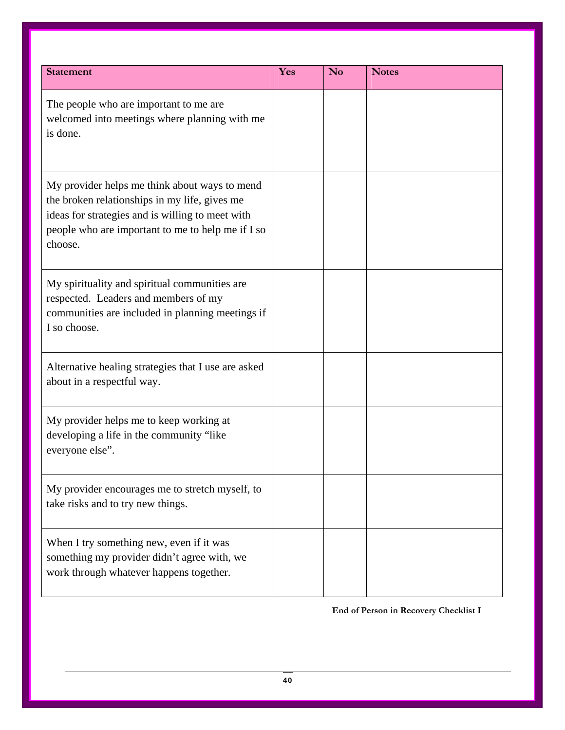| Statement | Yes | No | Notes |
|---|---|---|---|
| The people who are important to me are welcomed into meetings where planning with me is done. | | | |
| My provider helps me think about ways to mend the broken relationships in my life, gives me ideas for strategies and is willing to meet with people who are important to me to help me if I so choose. | | | |
| My spirituality and spiritual communities are respected. Leaders and members of my communities are included in planning meetings if I so choose. | | | |
| Alternative healing strategies that I use are asked about in a respectful way. | | | |
| My provider helps me to keep working at developing a life in the community "like everyone else". | | | |
| My provider encourages me to stretch myself, to take risks and to try new things. | | | |
| When I try something new, even if it was something my provider didn't agree with, we work through whatever happens together. | | | |

**End of Person in Recovery Checklist I**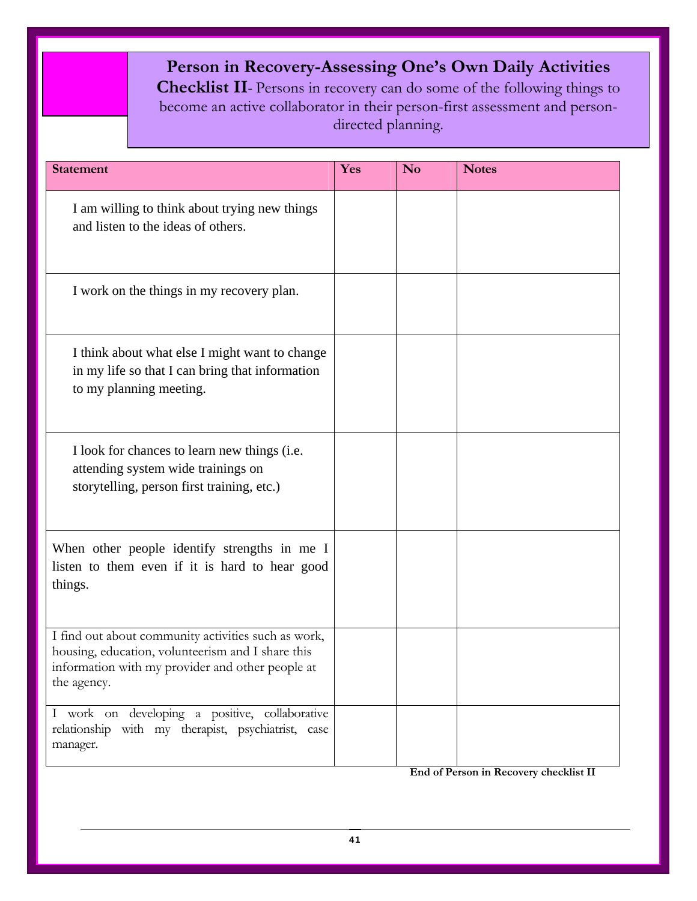**Person in Recovery-Assessing One's Own Daily Activities Checklist II**- Persons in recovery can do some of the following things to become an active collaborator in their person-first assessment and person-directed planning.

| Statement | Yes | No | Notes |
|---|---|---|---|
| I am willing to think about trying new things and listen to the ideas of others. | | | |
| I work on the things in my recovery plan. | | | |
| I think about what else I might want to change in my life so that I can bring that information to my planning meeting. | | | |
| I look for chances to learn new things (i.e. attending system wide trainings on storytelling, person first training, etc.) | | | |
| When other people identify strengths in me I listen to them even if it is hard to hear good things. | | | |
| I find out about community activities such as work, housing, education, volunteerism and I share this information with my provider and other people at the agency. | | | |
| I work on developing a positive, collaborative relationship with my therapist, psychiatrist, case manager. | | | |

**End of Person in Recovery checklist II**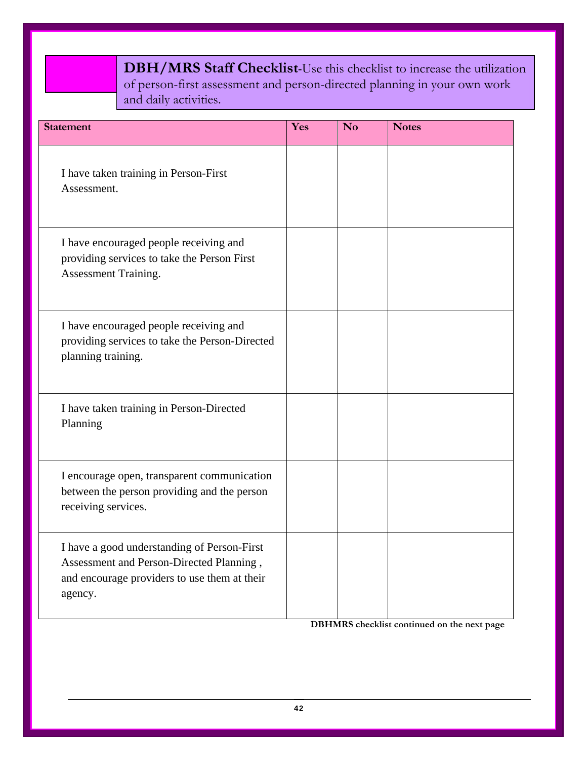**DBH/MRS Staff Checklist**-Use this checklist to increase the utilization of person-first assessment and person-directed planning in your own work and daily activities.

| Statement | Yes | No | Notes |
|---|---|---|---|
| I have taken training in Person-First Assessment. | | | |
| I have encouraged people receiving and providing services to take the Person First Assessment Training. | | | |
| I have encouraged people receiving and providing services to take the Person-Directed planning training. | | | |
| I have taken training in Person-Directed Planning | | | |
| I encourage open, transparent communication between the person providing and the person receiving services. | | | |
| I have a good understanding of Person-First Assessment and Person-Directed Planning , and encourage providers to use them at their agency. | | | |

**DBHMRS checklist continued on the next page**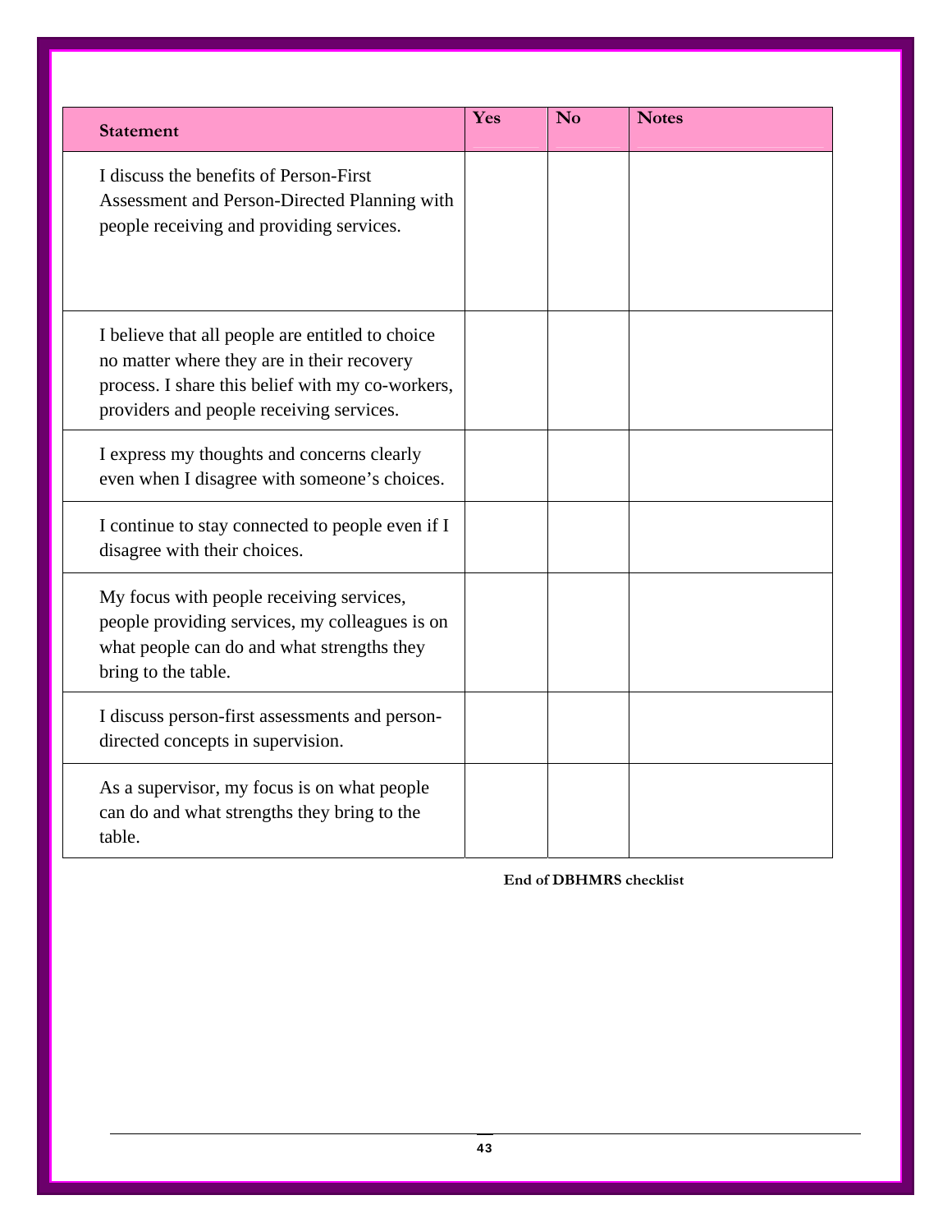| Statement | Yes | No | Notes |
| --- | --- | --- | --- |
| I discuss the benefits of Person-First Assessment and Person-Directed Planning with people receiving and providing services. | | | |
| I believe that all people are entitled to choice no matter where they are in their recovery process. I share this belief with my co-workers, providers and people receiving services. | | | |
| I express my thoughts and concerns clearly even when I disagree with someone's choices. | | | |
| I continue to stay connected to people even if I disagree with their choices. | | | |
| My focus with people receiving services, people providing services, my colleagues is on what people can do and what strengths they bring to the table. | | | |
| I discuss person-first assessments and person-directed concepts in supervision. | | | |
| As a supervisor, my focus is on what people can do and what strengths they bring to the table. | | | |

**End of DBHMRS checklist**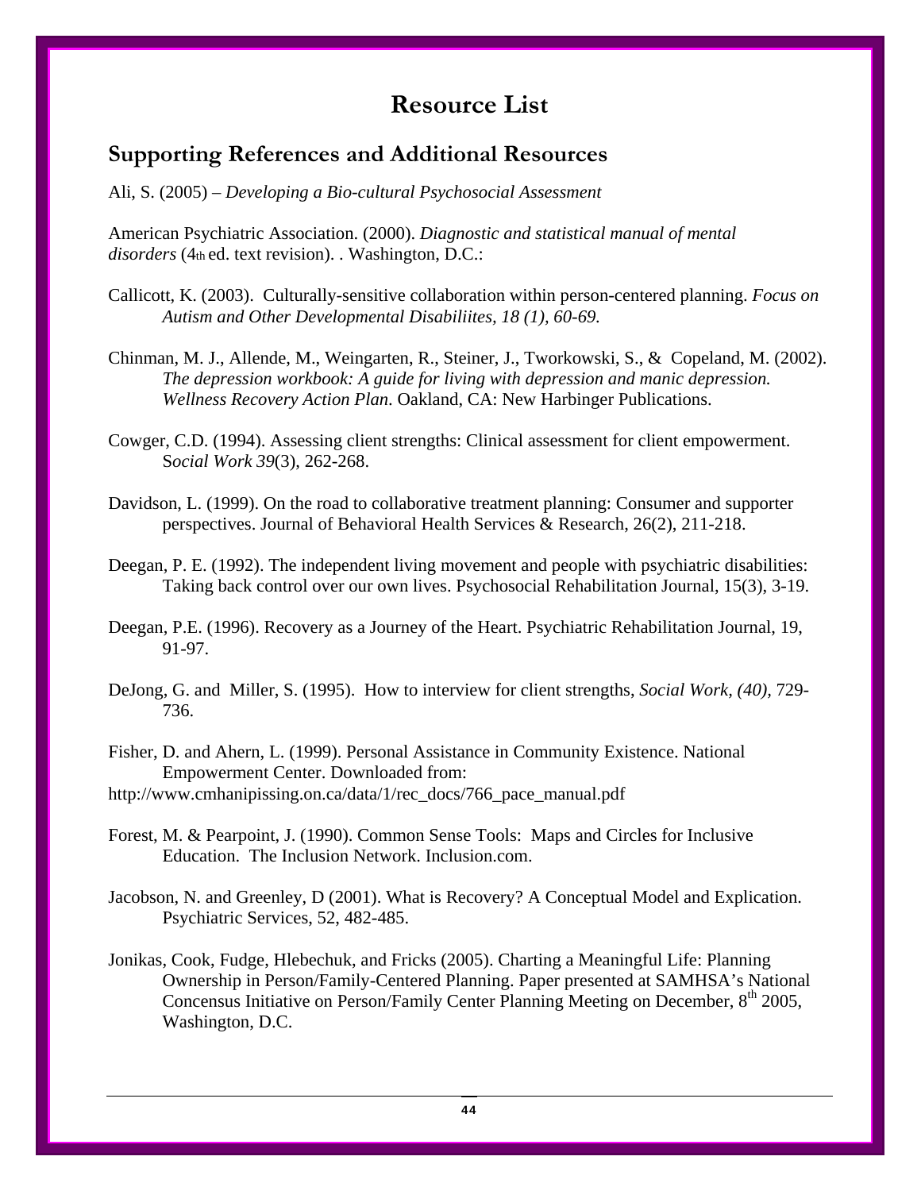# Resource List

## Supporting References and Additional Resources

Ali, S. (2005) – *Developing a Bio-cultural Psychosocial Assessment*

American Psychiatric Association. (2000). *Diagnostic and statistical manual of mental disorders* (4th ed. text revision). . Washington, D.C.:

Callicott, K. (2003). Culturally-sensitive collaboration within person-centered planning. *Focus on Autism and Other Developmental Disabiliites, 18 (1), 60-69.*

Chinman, M. J., Allende, M., Weingarten, R., Steiner, J., Tworkowski, S., & Copeland, M. (2002). *The depression workbook: A guide for living with depression and manic depression. Wellness Recovery Action Plan*. Oakland, CA: New Harbinger Publications.

Cowger, C.D. (1994). Assessing client strengths: Clinical assessment for client empowerment. S*ocial Work 39*(3), 262-268.

Davidson, L. (1999). On the road to collaborative treatment planning: Consumer and supporter perspectives. Journal of Behavioral Health Services & Research, 26(2), 211-218.

Deegan, P. E. (1992). The independent living movement and people with psychiatric disabilities: Taking back control over our own lives. Psychosocial Rehabilitation Journal, 15(3), 3-19.

Deegan, P.E. (1996). Recovery as a Journey of the Heart. Psychiatric Rehabilitation Journal, 19, 91-97.

DeJong, G. and Miller, S. (1995). How to interview for client strengths, *Social Work, (40)*, 729-736.

Fisher, D. and Ahern, L. (1999). Personal Assistance in Community Existence. National Empowerment Center. Downloaded from:
http://www.cmhanipissing.on.ca/data/1/rec_docs/766_pace_manual.pdf

Forest, M. & Pearpoint, J. (1990). Common Sense Tools: Maps and Circles for Inclusive Education. The Inclusion Network. Inclusion.com.

Jacobson, N. and Greenley, D (2001). What is Recovery? A Conceptual Model and Explication. Psychiatric Services, 52, 482-485.

Jonikas, Cook, Fudge, Hlebechuk, and Fricks (2005). Charting a Meaningful Life: Planning Ownership in Person/Family-Centered Planning. Paper presented at SAMHSA's National Concensus Initiative on Person/Family Center Planning Meeting on December, 8th 2005, Washington, D.C.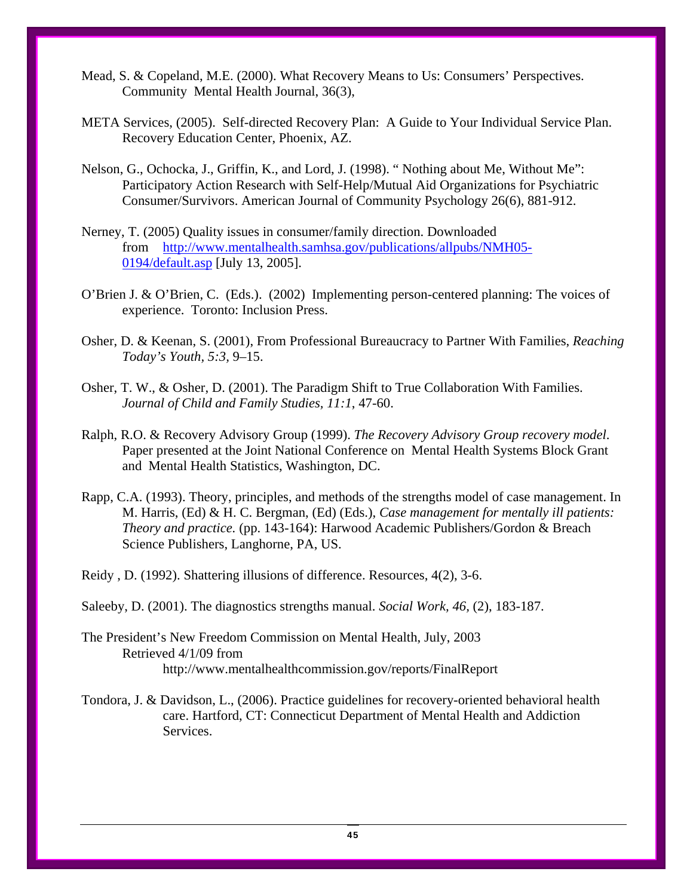Mead, S. & Copeland, M.E. (2000). What Recovery Means to Us: Consumers' Perspectives. Community Mental Health Journal, 36(3),

META Services, (2005). Self-directed Recovery Plan: A Guide to Your Individual Service Plan. Recovery Education Center, Phoenix, AZ.

Nelson, G., Ochocka, J., Griffin, K., and Lord, J. (1998). " Nothing about Me, Without Me": Participatory Action Research with Self-Help/Mutual Aid Organizations for Psychiatric Consumer/Survivors. American Journal of Community Psychology 26(6), 881-912.

Nerney, T. (2005) Quality issues in consumer/family direction. Downloaded from [http://www.mentalhealth.samhsa.gov/publications/allpubs/NMH05-0194/default.asp](http://www.mentalhealth.samhsa.gov/publications/allpubs/NMH05-0194/default.asp) [July 13, 2005].

O'Brien J. & O'Brien, C. (Eds.). (2002) Implementing person-centered planning: The voices of experience. Toronto: Inclusion Press.

Osher, D. & Keenan, S. (2001), From Professional Bureaucracy to Partner With Families, *Reaching Today's Youth, 5:3,* 9–15.

Osher, T. W., & Osher, D. (2001). The Paradigm Shift to True Collaboration With Families. *Journal of Child and Family Studies, 11:1*, 47-60.

Ralph, R.O. & Recovery Advisory Group (1999). *The Recovery Advisory Group recovery model*. Paper presented at the Joint National Conference on Mental Health Systems Block Grant and Mental Health Statistics, Washington, DC.

Rapp, C.A. (1993). Theory, principles, and methods of the strengths model of case management. In M. Harris, (Ed) & H. C. Bergman, (Ed) (Eds.), *Case management for mentally ill patients: Theory and practice.* (pp. 143-164): Harwood Academic Publishers/Gordon & Breach Science Publishers, Langhorne, PA, US.

Reidy , D. (1992). Shattering illusions of difference. Resources, 4(2), 3-6.

Saleeby, D. (2001). The diagnostics strengths manual. *Social Work, 46*, (2), 183-187.

The President's New Freedom Commission on Mental Health, July, 2003
Retrieved 4/1/09 from
http://www.mentalhealthcommission.gov/reports/FinalReport

Tondora, J. & Davidson, L., (2006). Practice guidelines for recovery-oriented behavioral health care. Hartford, CT: Connecticut Department of Mental Health and Addiction Services.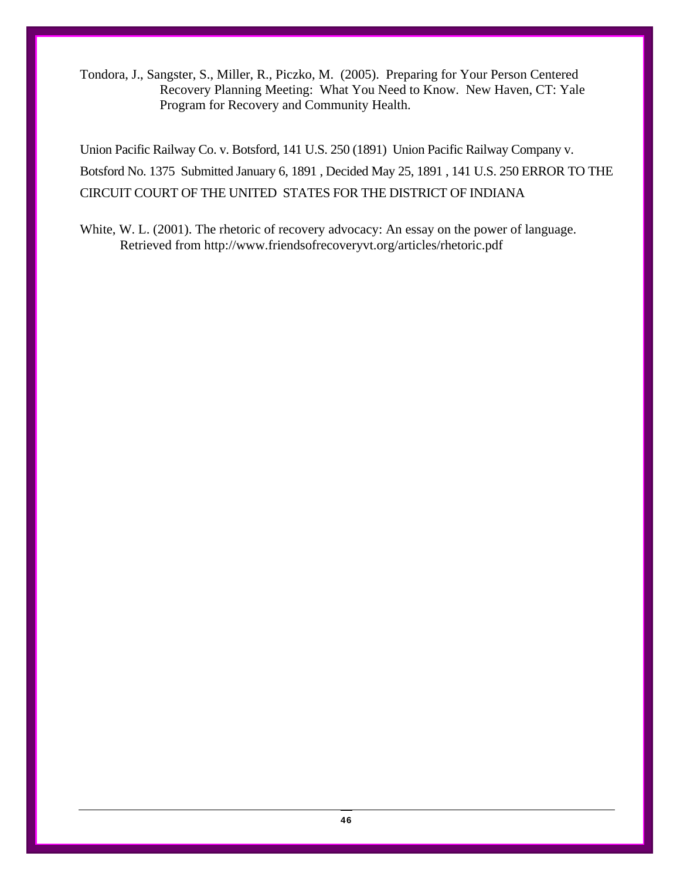Tondora, J., Sangster, S., Miller, R., Piczko, M. (2005). Preparing for Your Person Centered Recovery Planning Meeting: What You Need to Know. New Haven, CT: Yale Program for Recovery and Community Health.

Union Pacific Railway Co. v. Botsford, 141 U.S. 250 (1891) Union Pacific Railway Company v. Botsford No. 1375 Submitted January 6, 1891 , Decided May 25, 1891 , 141 U.S. 250 ERROR TO THE CIRCUIT COURT OF THE UNITED STATES FOR THE DISTRICT OF INDIANA

White, W. L. (2001). The rhetoric of recovery advocacy: An essay on the power of language. Retrieved from http://www.friendsofrecoveryvt.org/articles/rhetoric.pdf